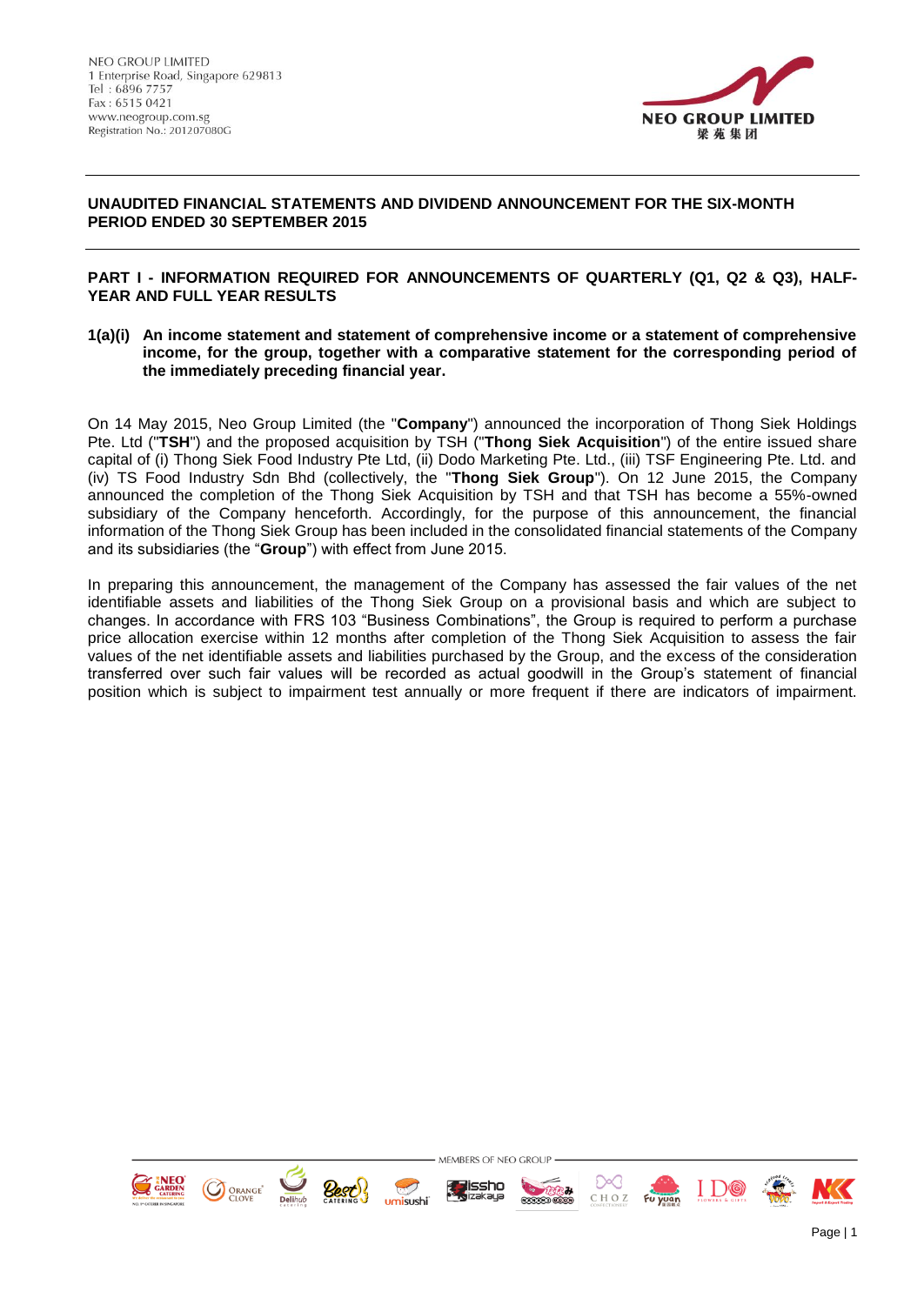NEO GROUP LIMITED
1 Enterprise Road, Singapore 629813
Tel : 6896 7757
Fax : 6515 0421
www.neogroup.com.sg
Registration No.: 201207080G

NEO GROUP LIMITED
梁苑集团

**UNAUDITED FINANCIAL STATEMENTS AND DIVIDEND ANNOUNCEMENT FOR THE SIX-MONTH PERIOD ENDED 30 SEPTEMBER 2015**

**PART I - INFORMATION REQUIRED FOR ANNOUNCEMENTS OF QUARTERLY (Q1, Q2 & Q3), HALF-YEAR AND FULL YEAR RESULTS**

**1(a)(i) An income statement and statement of comprehensive income or a statement of comprehensive income, for the group, together with a comparative statement for the corresponding period of the immediately preceding financial year.**

On 14 May 2015, Neo Group Limited (the "**Company**") announced the incorporation of Thong Siek Holdings Pte. Ltd ("**TSH**") and the proposed acquisition by TSH ("**Thong Siek Acquisition**") of the entire issued share capital of (i) Thong Siek Food Industry Pte Ltd, (ii) Dodo Marketing Pte. Ltd., (iii) TSF Engineering Pte. Ltd. and (iv) TS Food Industry Sdn Bhd (collectively, the "**Thong Siek Group**"). On 12 June 2015, the Company announced the completion of the Thong Siek Acquisition by TSH and that TSH has become a 55%-owned subsidiary of the Company henceforth. Accordingly, for the purpose of this announcement, the financial information of the Thong Siek Group has been included in the consolidated financial statements of the Company and its subsidiaries (the "**Group**") with effect from June 2015.

In preparing this announcement, the management of the Company has assessed the fair values of the net identifiable assets and liabilities of the Thong Siek Group on a provisional basis and which are subject to changes. In accordance with FRS 103 "Business Combinations", the Group is required to perform a purchase price allocation exercise within 12 months after completion of the Thong Siek Acquisition to assess the fair values of the net identifiable assets and liabilities purchased by the Group, and the excess of the consideration transferred over such fair values will be recorded as actual goodwill in the Group's statement of financial position which is subject to impairment test annually or more frequent if there are indicators of impairment.

MEMBERS OF NEO GROUP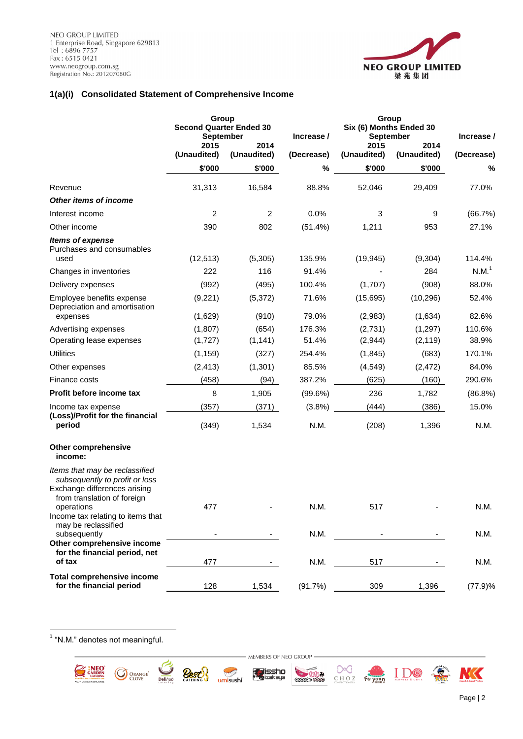NEO GROUP LIMITED
1 Enterprise Road, Singapore 629813
Tel : 6896 7757
Fax : 6515 0421
www.neogroup.com.sg
Registration No.: 201207080G

## 1(a)(i) Consolidated Statement of Comprehensive Income

| | Group Second Quarter Ended 30 September | | Increase / | Group Six (6) Months Ended 30 September | | Increase / |
|---|---|---|---|---|---|---|
| | 2015 (Unaudited) | 2014 (Unaudited) | (Decrease) | 2015 (Unaudited) | 2014 (Unaudited) | (Decrease) |
| | $'000 | $'000 | % | $'000 | $'000 | % |
| Revenue | 31,313 | 16,584 | 88.8% | 52,046 | 29,409 | 77.0% |
| ***Other items of income*** | | | | | | |
| Interest income | 2 | 2 | 0.0% | 3 | 9 | (66.7%) |
| Other income | 390 | 802 | (51.4%) | 1,211 | 953 | 27.1% |
| ***Items of expense*** | | | | | | |
| Purchases and consumables used | (12,513) | (5,305) | 135.9% | (19,945) | (9,304) | 114.4% |
| Changes in inventories | 222 | 116 | 91.4% | - | 284 | N.M.[1] |
| Delivery expenses | (992) | (495) | 100.4% | (1,707) | (908) | 88.0% |
| Employee benefits expense | (9,221) | (5,372) | 71.6% | (15,695) | (10,296) | 52.4% |
| Depreciation and amortisation expenses | (1,629) | (910) | 79.0% | (2,983) | (1,634) | 82.6% |
| Advertising expenses | (1,807) | (654) | 176.3% | (2,731) | (1,297) | 110.6% |
| Operating lease expenses | (1,727) | (1,141) | 51.4% | (2,944) | (2,119) | 38.9% |
| Utilities | (1,159) | (327) | 254.4% | (1,845) | (683) | 170.1% |
| Other expenses | (2,413) | (1,301) | 85.5% | (4,549) | (2,472) | 84.0% |
| Finance costs | (458) | (94) | 387.2% | (625) | (160) | 290.6% |
| **Profit before income tax** | 8 | 1,905 | (99.6%) | 236 | 1,782 | (86.8%) |
| Income tax expense | (357) | (371) | (3.8%) | (444) | (386) | 15.0% |
| **(Loss)/Profit for the financial period** | (349) | 1,534 | N.M. | (208) | 1,396 | N.M. |
| **Other comprehensive income:** | | | | | | |
| *Items that may be reclassified subsequently to profit or loss* | | | | | | |
| Exchange differences arising from translation of foreign operations | 477 | - | N.M. | 517 | - | N.M. |
| Income tax relating to items that may be reclassified subsequently | - | - | N.M. | - | - | N.M. |
| **Other comprehensive income for the financial period, net of tax** | 477 | - | N.M. | 517 | - | N.M. |
| **Total comprehensive income for the financial period** | 128 | 1,534 | (91.7%) | 309 | 1,396 | (77.9)% |

[1] "N.M." denotes not meaningful.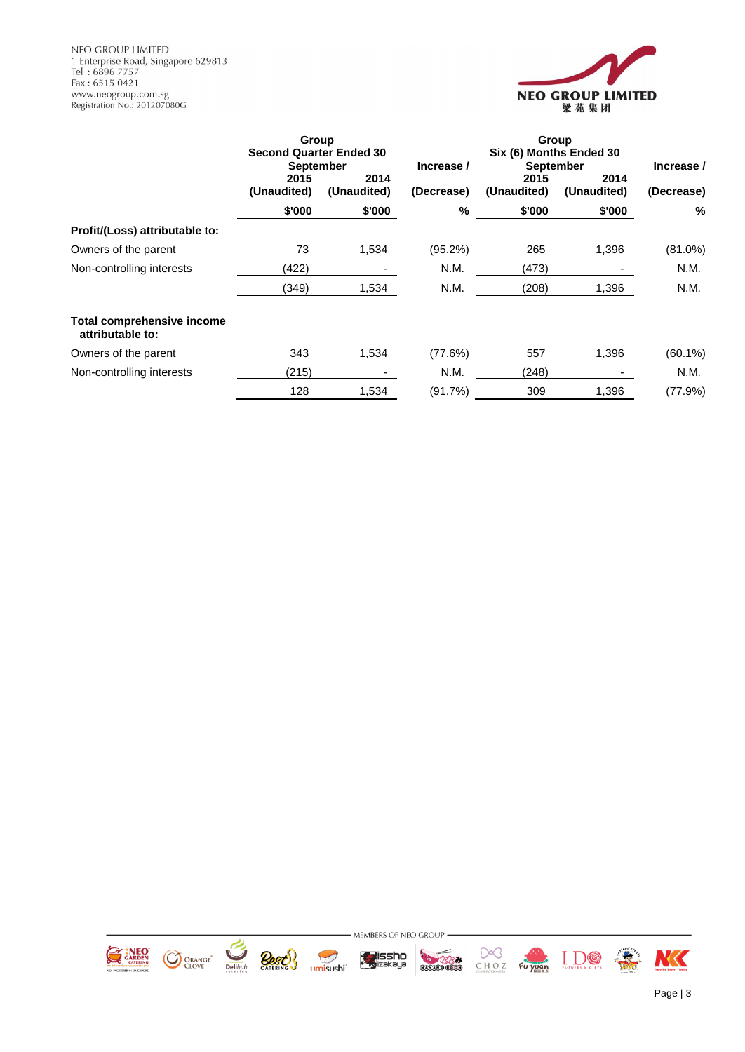| | Group Second Quarter Ended 30 September | | Increase / | Group Six (6) Months Ended 30 September | | Increase / |
|---|---|---|---|---|---|---|
| | 2015 (Unaudited) | 2014 (Unaudited) | (Decrease) | 2015 (Unaudited) | 2014 (Unaudited) | (Decrease) |
| | $'000 | $'000 | % | $'000 | $'000 | % |
| **Profit/(Loss) attributable to:** | | | | | | |
| Owners of the parent | 73 | 1,534 | (95.2%) | 265 | 1,396 | (81.0%) |
| Non-controlling interests | (422) | - | N.M. | (473) | - | N.M. |
| | (349) | 1,534 | N.M. | (208) | 1,396 | N.M. |
| **Total comprehensive income attributable to:** | | | | | | |
| Owners of the parent | 343 | 1,534 | (77.6%) | 557 | 1,396 | (60.1%) |
| Non-controlling interests | (215) | - | N.M. | (248) | - | N.M. |
| | 128 | 1,534 | (91.7%) | 309 | 1,396 | (77.9%) |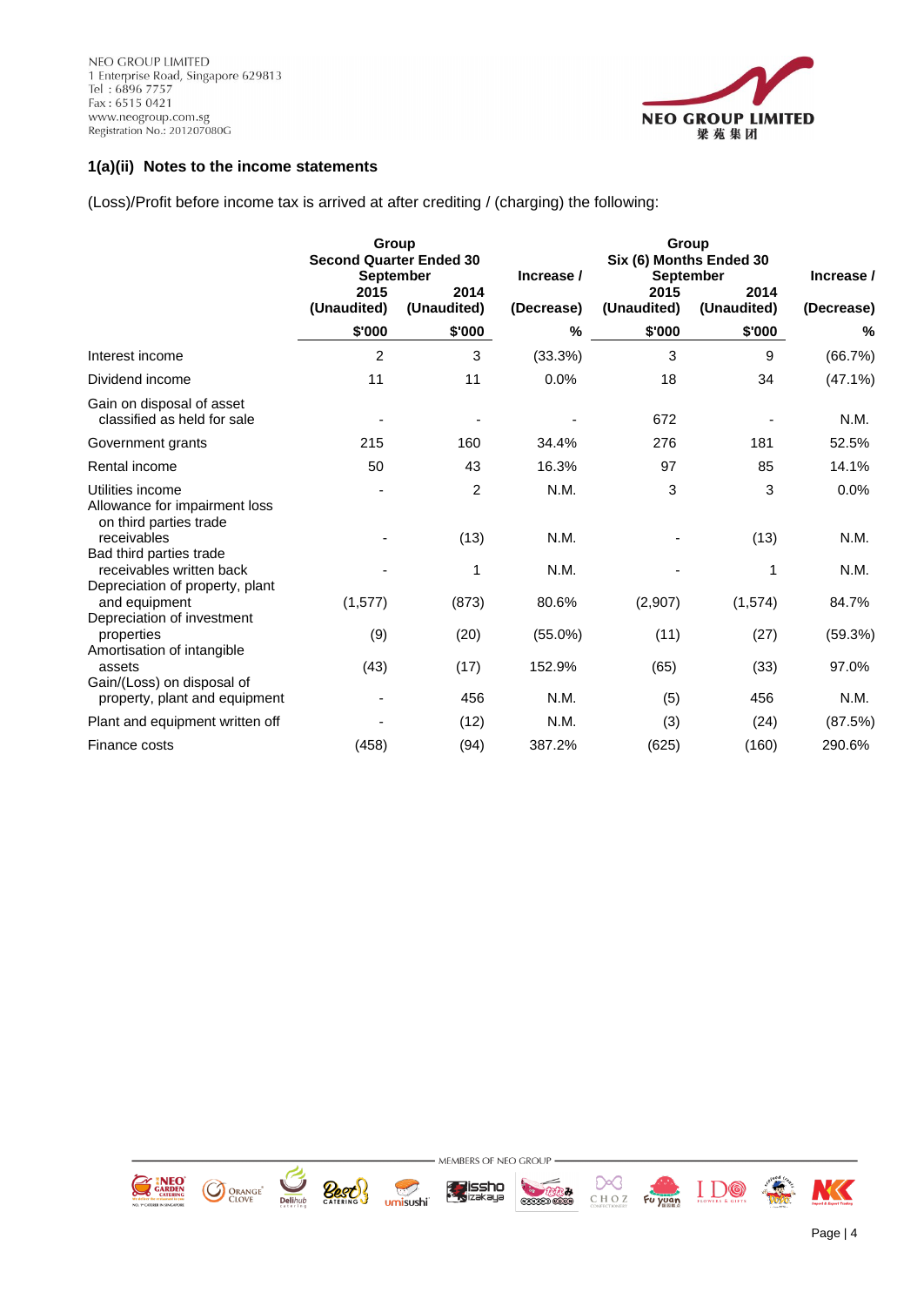### 1(a)(ii) Notes to the income statements

(Loss)/Profit before income tax is arrived at after crediting / (charging) the following:

| | Group Second Quarter Ended 30 September | | Increase / | Group Six (6) Months Ended 30 September | | Increase / |
|---|---|---|---|---|---|---|
| | 2015 (Unaudited) | 2014 (Unaudited) | (Decrease) | 2015 (Unaudited) | 2014 (Unaudited) | (Decrease) |
| | $'000 | $'000 | % | $'000 | $'000 | % |
| Interest income | 2 | 3 | (33.3%) | 3 | 9 | (66.7%) |
| Dividend income | 11 | 11 | 0.0% | 18 | 34 | (47.1%) |
| Gain on disposal of asset classified as held for sale | - | - | - | 672 | - | N.M. |
| Government grants | 215 | 160 | 34.4% | 276 | 181 | 52.5% |
| Rental income | 50 | 43 | 16.3% | 97 | 85 | 14.1% |
| Utilities income | - | 2 | N.M. | 3 | 3 | 0.0% |
| Allowance for impairment loss on third parties trade receivables | - | (13) | N.M. | - | (13) | N.M. |
| Bad third parties trade receivables written back | - | 1 | N.M. | - | 1 | N.M. |
| Depreciation of property, plant and equipment | (1,577) | (873) | 80.6% | (2,907) | (1,574) | 84.7% |
| Depreciation of investment properties | (9) | (20) | (55.0%) | (11) | (27) | (59.3%) |
| Amortisation of intangible assets | (43) | (17) | 152.9% | (65) | (33) | 97.0% |
| Gain/(Loss) on disposal of property, plant and equipment | - | 456 | N.M. | (5) | 456 | N.M. |
| Plant and equipment written off | - | (12) | N.M. | (3) | (24) | (87.5%) |
| Finance costs | (458) | (94) | 387.2% | (625) | (160) | 290.6% |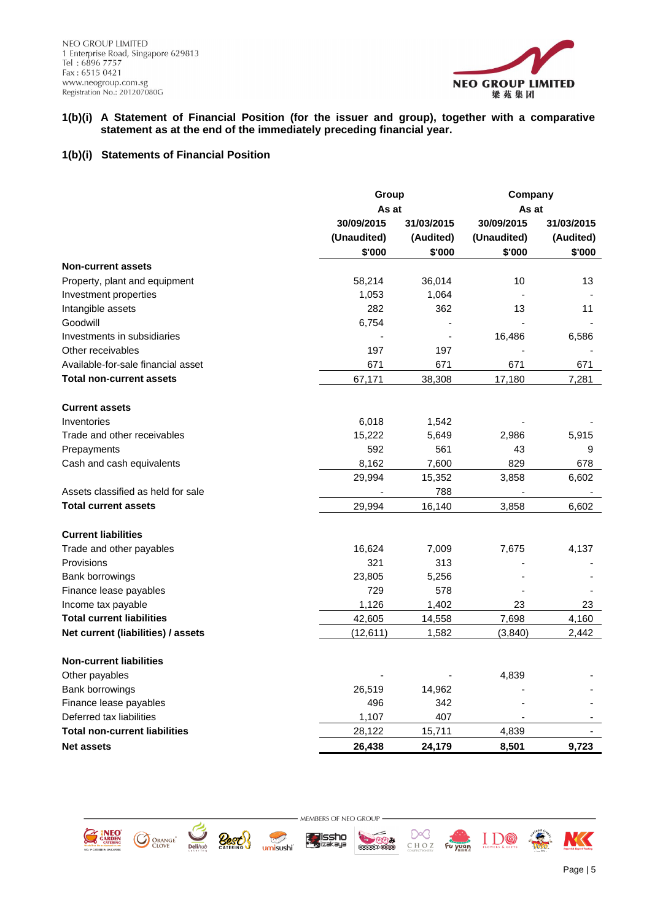## 1(b)(i) A Statement of Financial Position (for the issuer and group), together with a comparative statement as at the end of the immediately preceding financial year.

## 1(b)(i) Statements of Financial Position

| | Group | | Company | |
|---|---|---|---|---|
| | As at | | As at | |
| | 30/09/2015 | 31/03/2015 | 30/09/2015 | 31/03/2015 |
| | (Unaudited) | (Audited) | (Unaudited) | (Audited) |
| | $'000 | $'000 | $'000 | $'000 |
| **Non-current assets** | | | | |
| Property, plant and equipment | 58,214 | 36,014 | 10 | 13 |
| Investment properties | 1,053 | 1,064 | - | - |
| Intangible assets | 282 | 362 | 13 | 11 |
| Goodwill | 6,754 | - | - | - |
| Investments in subsidiaries | - | - | 16,486 | 6,586 |
| Other receivables | 197 | 197 | - | - |
| Available-for-sale financial asset | 671 | 671 | 671 | 671 |
| **Total non-current assets** | 67,171 | 38,308 | 17,180 | 7,281 |
| **Current assets** | | | | |
| Inventories | 6,018 | 1,542 | - | - |
| Trade and other receivables | 15,222 | 5,649 | 2,986 | 5,915 |
| Prepayments | 592 | 561 | 43 | 9 |
| Cash and cash equivalents | 8,162 | 7,600 | 829 | 678 |
| | 29,994 | 15,352 | 3,858 | 6,602 |
| Assets classified as held for sale | - | 788 | - | - |
| **Total current assets** | 29,994 | 16,140 | 3,858 | 6,602 |
| **Current liabilities** | | | | |
| Trade and other payables | 16,624 | 7,009 | 7,675 | 4,137 |
| Provisions | 321 | 313 | - | - |
| Bank borrowings | 23,805 | 5,256 | - | - |
| Finance lease payables | 729 | 578 | - | - |
| Income tax payable | 1,126 | 1,402 | 23 | 23 |
| **Total current liabilities** | 42,605 | 14,558 | 7,698 | 4,160 |
| **Net current (liabilities) / assets** | (12,611) | 1,582 | (3,840) | 2,442 |
| **Non-current liabilities** | | | | |
| Other payables | - | - | 4,839 | - |
| Bank borrowings | 26,519 | 14,962 | - | - |
| Finance lease payables | 496 | 342 | - | - |
| Deferred tax liabilities | 1,107 | 407 | - | - |
| **Total non-current liabilities** | 28,122 | 15,711 | 4,839 | - |
| **Net assets** | **26,438** | **24,179** | **8,501** | **9,723** |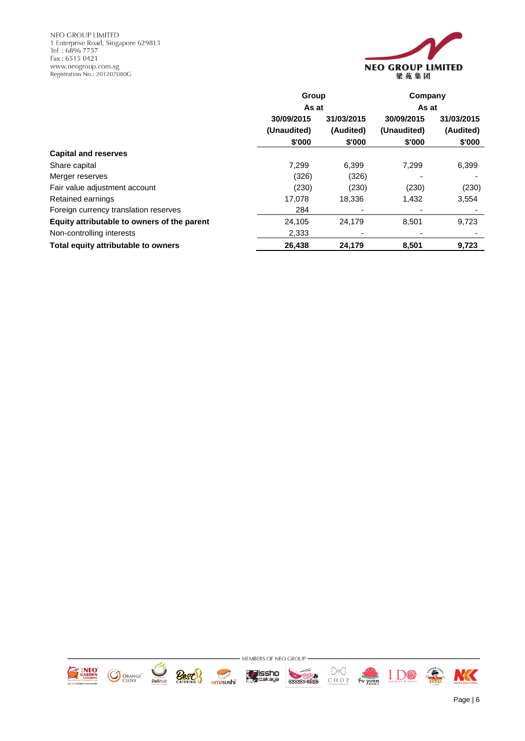| | Group | | Company | |
|---|---|---|---|---|
| | As at | | As at | |
| | 30/09/2015 | 31/03/2015 | 30/09/2015 | 31/03/2015 |
| | (Unaudited) | (Audited) | (Unaudited) | (Audited) |
| | $'000 | $'000 | $'000 | $'000 |
| **Capital and reserves** | | | | |
| Share capital | 7,299 | 6,399 | 7,299 | 6,399 |
| Merger reserves | (326) | (326) | - | - |
| Fair value adjustment account | (230) | (230) | (230) | (230) |
| Retained earnings | 17,078 | 18,336 | 1,432 | 3,554 |
| Foreign currency translation reserves | 284 | - | - | - |
| **Equity attributable to owners of the parent** | 24,105 | 24,179 | 8,501 | 9,723 |
| Non-controlling interests | 2,333 | - | - | - |
| **Total equity attributable to owners** | **26,438** | **24,179** | **8,501** | **9,723** |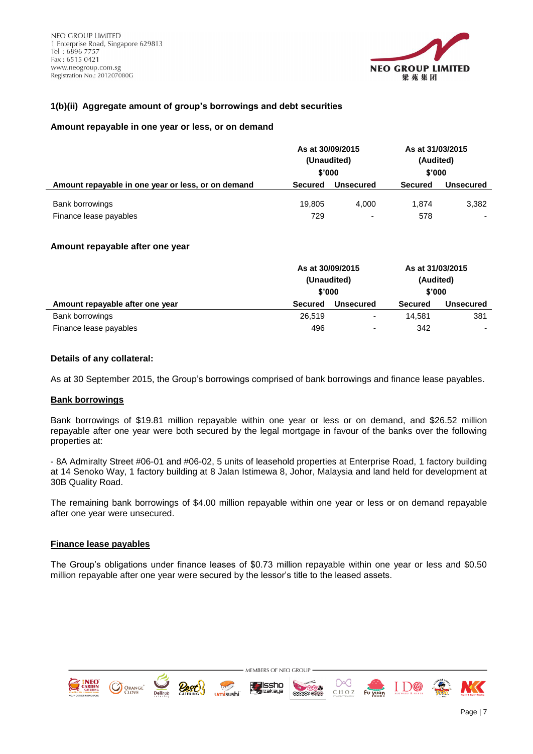### 1(b)(ii) Aggregate amount of group's borrowings and debt securities

**Amount repayable in one year or less, or on demand**

| | As at 30/09/2015 (Unaudited) $'000 | | As at 31/03/2015 (Audited) $'000 | |
|---|---|---|---|---|
| **Amount repayable in one year or less, or on demand** | **Secured** | **Unsecured** | **Secured** | **Unsecured** |
| Bank borrowings | 19,805 | 4,000 | 1,874 | 3,382 |
| Finance lease payables | 729 | - | 578 | - |

**Amount repayable after one year**

| | As at 30/09/2015 (Unaudited) $'000 | | As at 31/03/2015 (Audited) $'000 | |
|---|---|---|---|---|
| **Amount repayable after one year** | **Secured** | **Unsecured** | **Secured** | **Unsecured** |
| Bank borrowings | 26,519 | - | 14,581 | 381 |
| Finance lease payables | 496 | - | 342 | - |

**Details of any collateral:**

As at 30 September 2015, the Group's borrowings comprised of bank borrowings and finance lease payables.

**Bank borrowings**

Bank borrowings of $19.81 million repayable within one year or less or on demand, and $26.52 million repayable after one year were both secured by the legal mortgage in favour of the banks over the following properties at:

- 8A Admiralty Street #06-01 and #06-02, 5 units of leasehold properties at Enterprise Road, 1 factory building at 14 Senoko Way, 1 factory building at 8 Jalan Istimewa 8, Johor, Malaysia and land held for development at 30B Quality Road.

The remaining bank borrowings of $4.00 million repayable within one year or less or on demand repayable after one year were unsecured.

**Finance lease payables**

The Group's obligations under finance leases of $0.73 million repayable within one year or less and $0.50 million repayable after one year were secured by the lessor's title to the leased assets.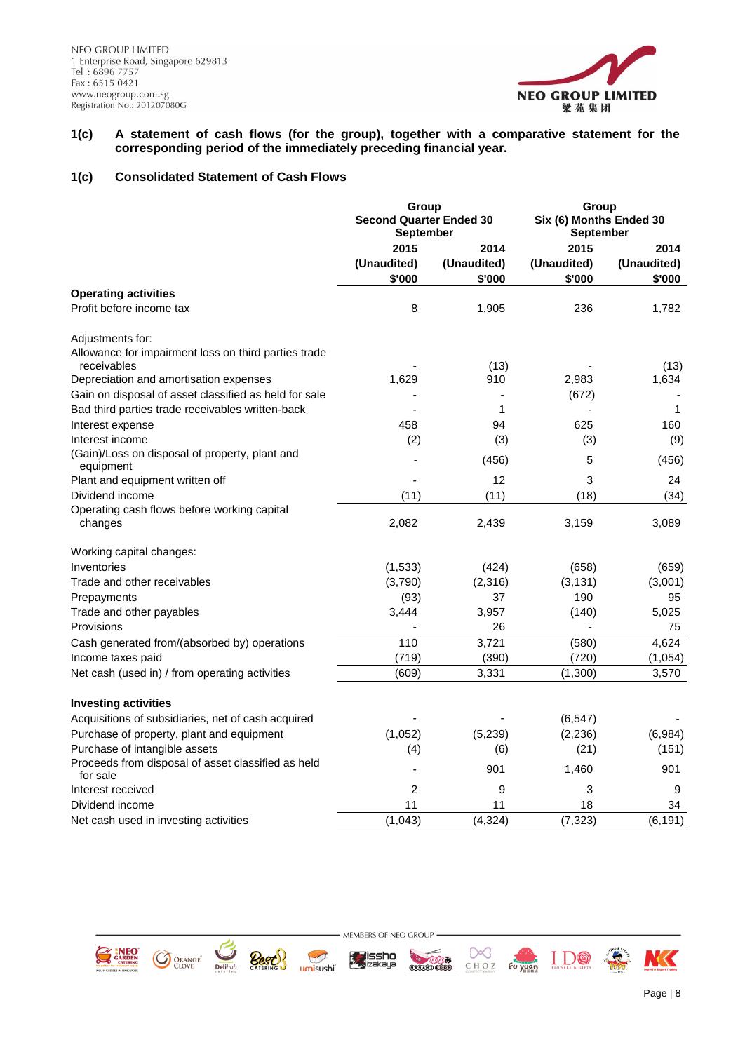**1(c) A statement of cash flows (for the group), together with a comparative statement for the corresponding period of the immediately preceding financial year.**

**1(c) Consolidated Statement of Cash Flows**

| | Group Second Quarter Ended 30 September | | Group Six (6) Months Ended 30 September | |
|---|---|---|---|---|
| | 2015 (Unaudited) $'000 | 2014 (Unaudited) $'000 | 2015 (Unaudited) $'000 | 2014 (Unaudited) $'000 |
| **Operating activities** | | | | |
| Profit before income tax | 8 | 1,905 | 236 | 1,782 |
| | | | | |
| Adjustments for: | | | | |
| Allowance for impairment loss on third parties trade receivables | - | (13) | - | (13) |
| Depreciation and amortisation expenses | 1,629 | 910 | 2,983 | 1,634 |
| Gain on disposal of asset classified as held for sale | - | - | (672) | - |
| Bad third parties trade receivables written-back | - | 1 | - | 1 |
| Interest expense | 458 | 94 | 625 | 160 |
| Interest income | (2) | (3) | (3) | (9) |
| (Gain)/Loss on disposal of property, plant and equipment | - | (456) | 5 | (456) |
| Plant and equipment written off | - | 12 | 3 | 24 |
| Dividend income | (11) | (11) | (18) | (34) |
| Operating cash flows before working capital changes | 2,082 | 2,439 | 3,159 | 3,089 |
| | | | | |
| Working capital changes: | | | | |
| Inventories | (1,533) | (424) | (658) | (659) |
| Trade and other receivables | (3,790) | (2,316) | (3,131) | (3,001) |
| Prepayments | (93) | 37 | 190 | 95 |
| Trade and other payables | 3,444 | 3,957 | (140) | 5,025 |
| Provisions | - | 26 | - | 75 |
| Cash generated from/(absorbed by) operations | 110 | 3,721 | (580) | 4,624 |
| Income taxes paid | (719) | (390) | (720) | (1,054) |
| Net cash (used in) / from operating activities | (609) | 3,331 | (1,300) | 3,570 |
| | | | | |
| **Investing activities** | | | | |
| Acquisitions of subsidiaries, net of cash acquired | - | - | (6,547) | - |
| Purchase of property, plant and equipment | (1,052) | (5,239) | (2,236) | (6,984) |
| Purchase of intangible assets | (4) | (6) | (21) | (151) |
| Proceeds from disposal of asset classified as held for sale | - | 901 | 1,460 | 901 |
| Interest received | 2 | 9 | 3 | 9 |
| Dividend income | 11 | 11 | 18 | 34 |
| Net cash used in investing activities | (1,043) | (4,324) | (7,323) | (6,191) |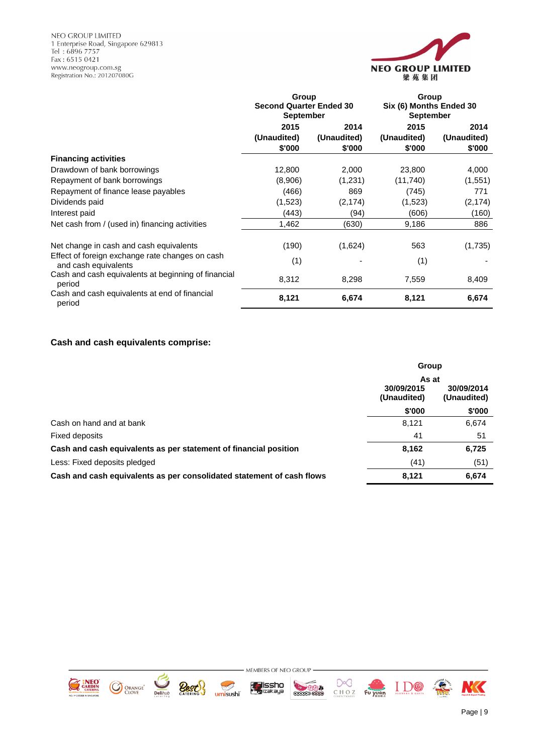| | Group Second Quarter Ended 30 September | | Group Six (6) Months Ended 30 September | |
|---|---|---|---|---|
| | 2015 (Unaudited) $'000 | 2014 (Unaudited) $'000 | 2015 (Unaudited) $'000 | 2014 (Unaudited) $'000 |
| **Financing activities** | | | | |
| Drawdown of bank borrowings | 12,800 | 2,000 | 23,800 | 4,000 |
| Repayment of bank borrowings | (8,906) | (1,231) | (11,740) | (1,551) |
| Repayment of finance lease payables | (466) | 869 | (745) | 771 |
| Dividends paid | (1,523) | (2,174) | (1,523) | (2,174) |
| Interest paid | (443) | (94) | (606) | (160) |
| Net cash from / (used in) financing activities | 1,462 | (630) | 9,186 | 886 |
| | | | | |
| Net change in cash and cash equivalents | (190) | (1,624) | 563 | (1,735) |
| Effect of foreign exchange rate changes on cash and cash equivalents | (1) | - | (1) | - |
| Cash and cash equivalents at beginning of financial period | 8,312 | 8,298 | 7,559 | 8,409 |
| Cash and cash equivalents at end of financial period | **8,121** | **6,674** | **8,121** | **6,674** |

**Cash and cash equivalents comprise:**

| | Group As at 30/09/2015 (Unaudited) $'000 | Group As at 30/09/2014 (Unaudited) $'000 |
|---|---|---|
| Cash on hand and at bank | 8,121 | 6,674 |
| Fixed deposits | 41 | 51 |
| **Cash and cash equivalents as per statement of financial position** | **8,162** | **6,725** |
| Less: Fixed deposits pledged | (41) | (51) |
| **Cash and cash equivalents as per consolidated statement of cash flows** | **8,121** | **6,674** |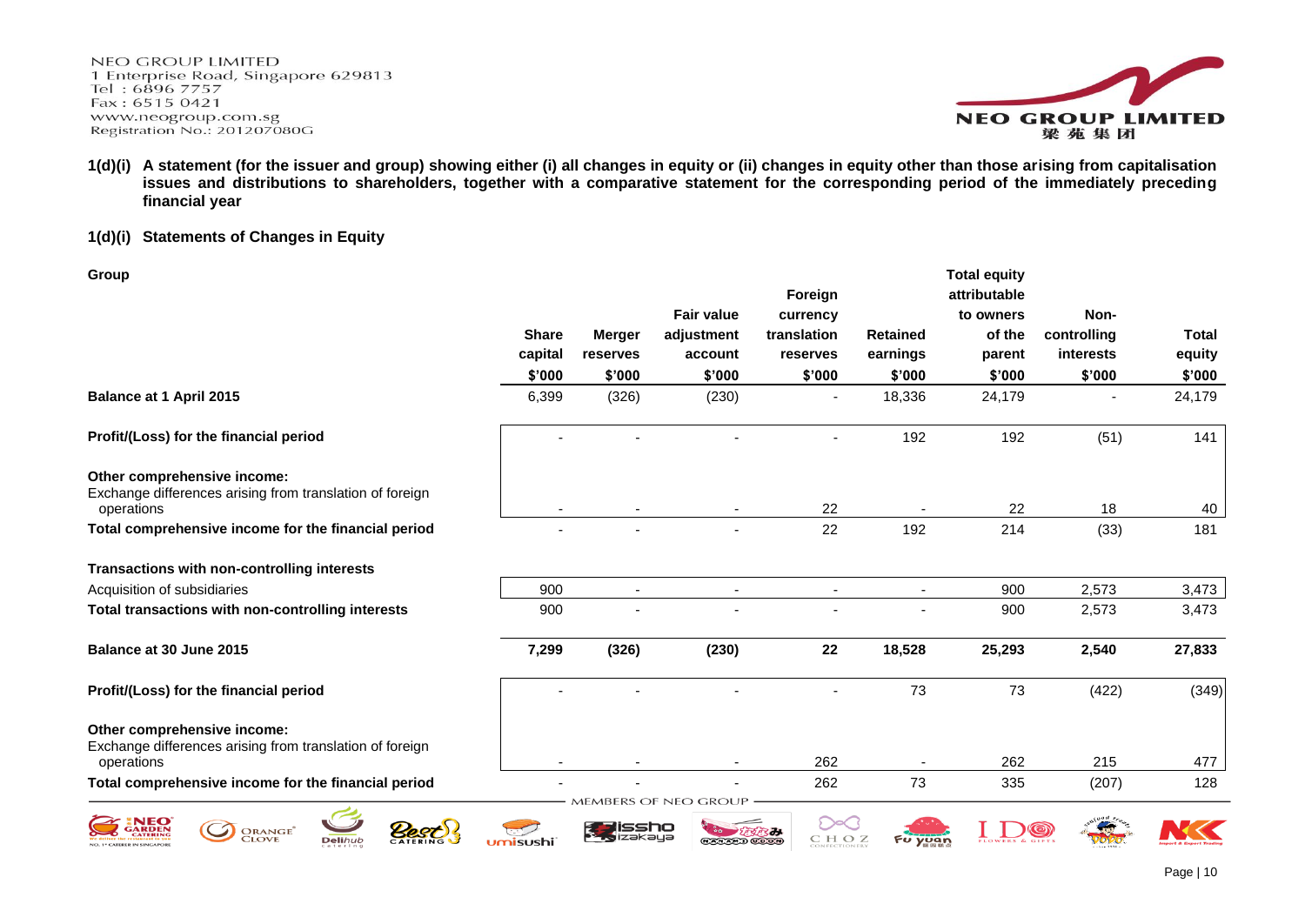**1(d)(i) A statement (for the issuer and group) showing either (i) all changes in equity or (ii) changes in equity other than those arising from capitalisation issues and distributions to shareholders, together with a comparative statement for the corresponding period of the immediately preceding financial year**

**1(d)(i) Statements of Changes in Equity**

**Group**

| | Share capital $'000 | Merger reserves $'000 | Fair value adjustment account $'000 | Foreign currency translation reserves $'000 | Retained earnings $'000 | Total equity attributable to owners of the parent $'000 | Non-controlling interests $'000 | Total equity $'000 |
|---|---|---|---|---|---|---|---|---|
| **Balance at 1 April 2015** | 6,399 | (326) | (230) | - | 18,336 | 24,179 | - | 24,179 |
| **Profit/(Loss) for the financial period** | - | - | - | - | 192 | 192 | (51) | 141 |
| **Other comprehensive income:** | | | | | | | | |
| Exchange differences arising from translation of foreign operations | - | - | - | 22 | - | 22 | 18 | 40 |
| **Total comprehensive income for the financial period** | - | - | - | 22 | 192 | 214 | (33) | 181 |
| **Transactions with non-controlling interests** | | | | | | | | |
| Acquisition of subsidiaries | 900 | - | - | - | - | 900 | 2,573 | 3,473 |
| **Total transactions with non-controlling interests** | 900 | - | - | - | - | 900 | 2,573 | 3,473 |
| **Balance at 30 June 2015** | **7,299** | **(326)** | **(230)** | **22** | **18,528** | **25,293** | **2,540** | **27,833** |
| **Profit/(Loss) for the financial period** | - | - | - | - | 73 | 73 | (422) | (349) |
| **Other comprehensive income:** | | | | | | | | |
| Exchange differences arising from translation of foreign operations | - | - | - | 262 | - | 262 | 215 | 477 |
| **Total comprehensive income for the financial period** | - | - | - | 262 | 73 | 335 | (207) | 128 |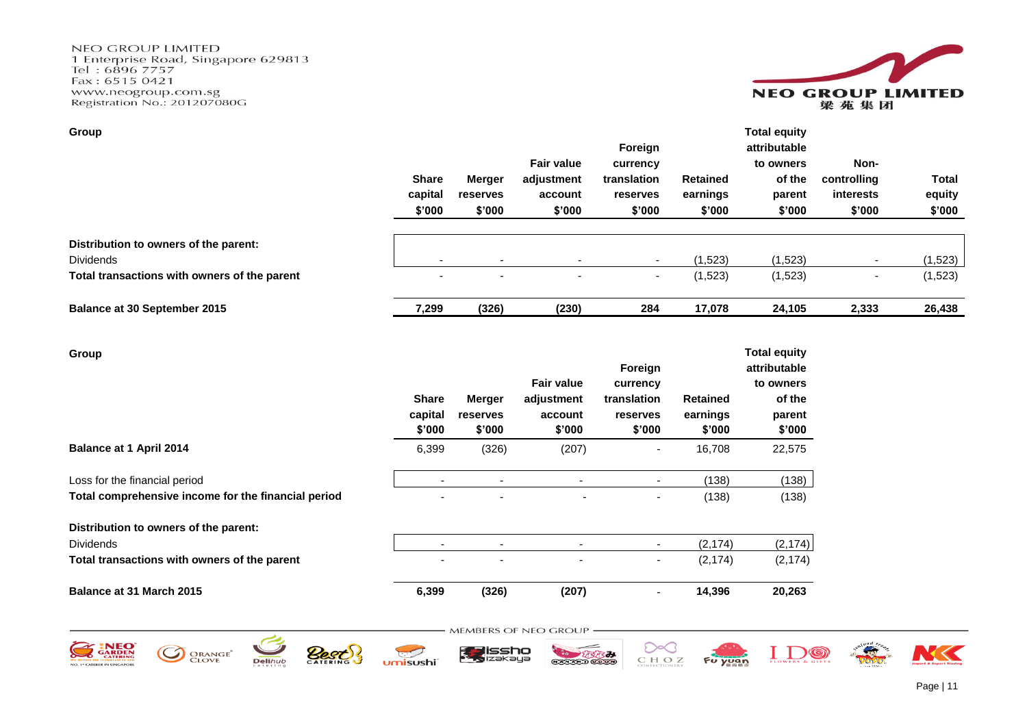**Group**

| | Share capital $'000 | Merger reserves $'000 | Fair value adjustment account $'000 | Foreign currency translation reserves $'000 | Retained earnings $'000 | Total equity attributable to owners of the parent $'000 | Non-controlling interests $'000 | Total equity $'000 |
|---|---|---|---|---|---|---|---|---|
| **Distribution to owners of the parent:** | | | | | | | | |
| Dividends | - | - | - | - | (1,523) | (1,523) | - | (1,523) |
| **Total transactions with owners of the parent** | - | - | - | - | (1,523) | (1,523) | - | (1,523) |
| **Balance at 30 September 2015** | **7,299** | **(326)** | **(230)** | **284** | **17,078** | **24,105** | **2,333** | **26,438** |

**Group**

| | Share capital $'000 | Merger reserves $'000 | Fair value adjustment account $'000 | Foreign currency translation reserves $'000 | Retained earnings $'000 | Total equity attributable to owners of the parent $'000 |
|---|---|---|---|---|---|---|
| **Balance at 1 April 2014** | 6,399 | (326) | (207) | - | 16,708 | 22,575 |
| Loss for the financial period | - | - | - | - | (138) | (138) |
| **Total comprehensive income for the financial period** | - | - | - | - | (138) | (138) |
| **Distribution to owners of the parent:** | | | | | | |
| Dividends | - | - | - | - | (2,174) | (2,174) |
| **Total transactions with owners of the parent** | - | - | - | - | (2,174) | (2,174) |
| **Balance at 31 March 2015** | **6,399** | **(326)** | **(207)** | - | **14,396** | **20,263** |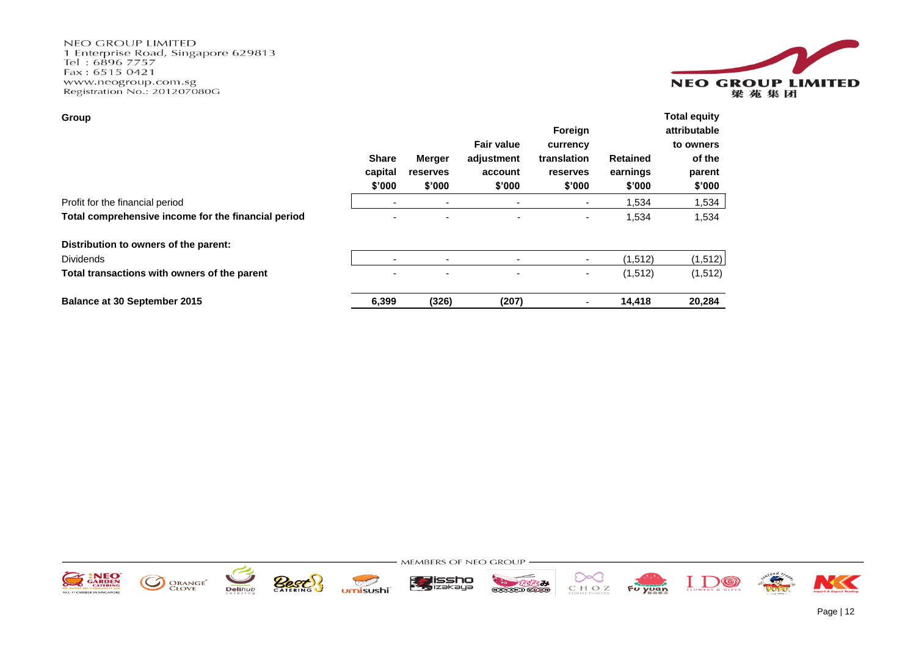**Group**

| | Share capital $'000 | Merger reserves $'000 | Fair value adjustment account $'000 | Foreign currency translation reserves $'000 | Retained earnings $'000 | Total equity attributable to owners of the parent $'000 |
|---|---|---|---|---|---|---|
| Profit for the financial period | - | - | - | - | 1,534 | 1,534 |
| **Total comprehensive income for the financial period** | - | - | - | - | 1,534 | 1,534 |
| **Distribution to owners of the parent:** | | | | | | |
| Dividends | - | - | - | - | (1,512) | (1,512) |
| **Total transactions with owners of the parent** | - | - | - | - | (1,512) | (1,512) |
| **Balance at 30 September 2015** | **6,399** | **(326)** | **(207)** | - | **14,418** | **20,284** |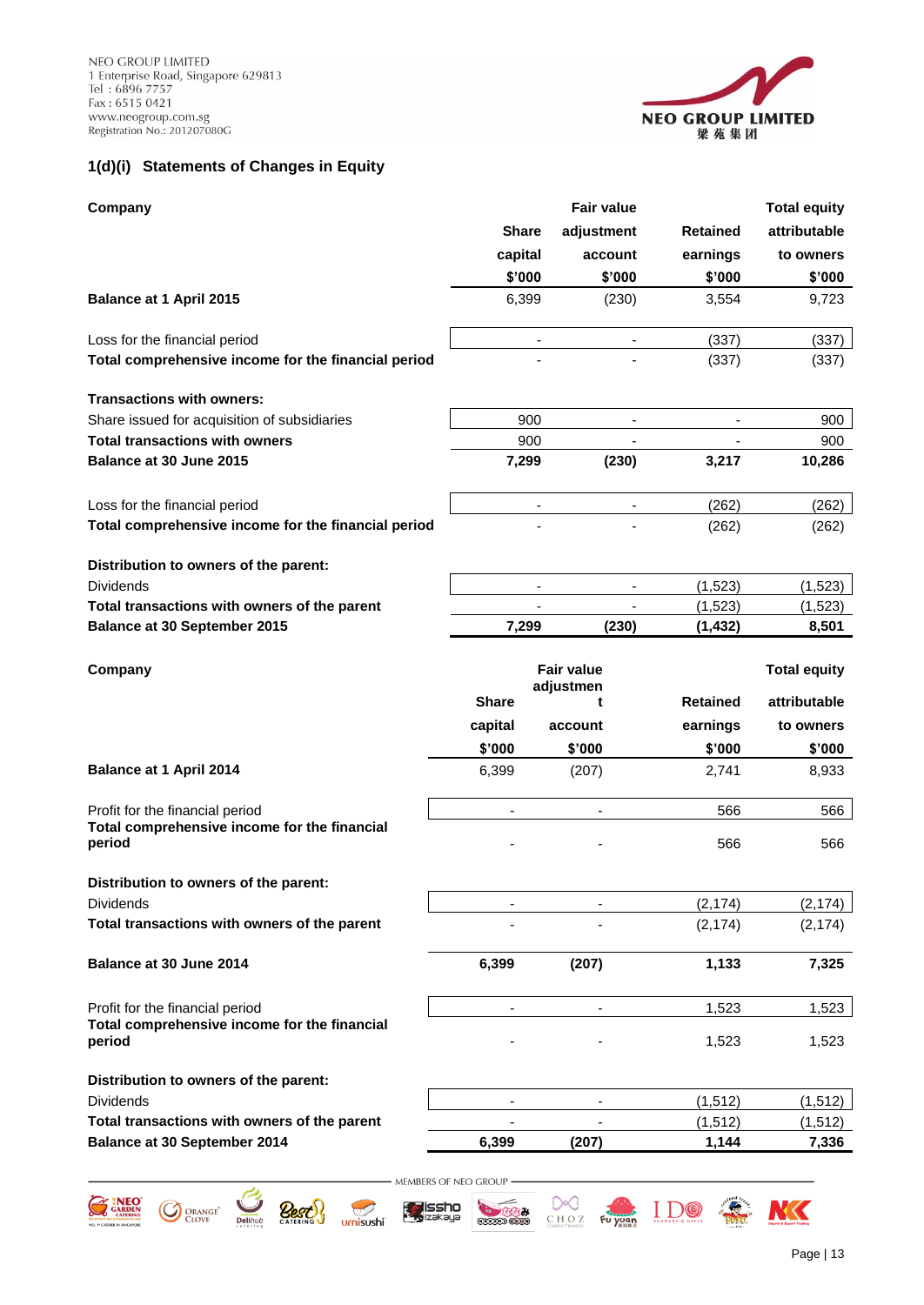NEO GROUP LIMITED
1 Enterprise Road, Singapore 629813
Tel : 6896 7757
Fax : 6515 0421
www.neogroup.com.sg
Registration No.: 201207080G

## 1(d)(i) Statements of Changes in Equity

| Company | Share capital $'000 | Fair value adjustment account $'000 | Retained earnings $'000 | Total equity attributable to owners $'000 |
|---|---|---|---|---|
| **Balance at 1 April 2015** | 6,399 | (230) | 3,554 | 9,723 |
| | | | | |
| Loss for the financial period | - | - | (337) | (337) |
| **Total comprehensive income for the financial period** | - | - | (337) | (337) |
| | | | | |
| **Transactions with owners:** | | | | |
| Share issued for acquisition of subsidiaries | 900 | - | - | 900 |
| **Total transactions with owners** | 900 | - | - | 900 |
| **Balance at 30 June 2015** | **7,299** | **(230)** | **3,217** | **10,286** |
| | | | | |
| Loss for the financial period | - | - | (262) | (262) |
| **Total comprehensive income for the financial period** | - | - | (262) | (262) |
| | | | | |
| **Distribution to owners of the parent:** | | | | |
| Dividends | - | - | (1,523) | (1,523) |
| **Total transactions with owners of the parent** | - | - | (1,523) | (1,523) |
| **Balance at 30 September 2015** | **7,299** | **(230)** | **(1,432)** | **8,501** |

| Company | Share capital $'000 | Fair value adjustment account $'000 | Retained earnings $'000 | Total equity attributable to owners $'000 |
|---|---|---|---|---|
| **Balance at 1 April 2014** | 6,399 | (207) | 2,741 | 8,933 |
| | | | | |
| Profit for the financial period | - | - | 566 | 566 |
| **Total comprehensive income for the financial period** | - | - | 566 | 566 |
| | | | | |
| **Distribution to owners of the parent:** | | | | |
| Dividends | - | - | (2,174) | (2,174) |
| **Total transactions with owners of the parent** | - | - | (2,174) | (2,174) |
| | | | | |
| **Balance at 30 June 2014** | **6,399** | **(207)** | **1,133** | **7,325** |
| | | | | |
| Profit for the financial period | - | - | 1,523 | 1,523 |
| **Total comprehensive income for the financial period** | - | - | 1,523 | 1,523 |
| | | | | |
| **Distribution to owners of the parent:** | | | | |
| Dividends | - | - | (1,512) | (1,512) |
| **Total transactions with owners of the parent** | - | - | (1,512) | (1,512) |
| **Balance at 30 September 2014** | **6,399** | **(207)** | **1,144** | **7,336** |

MEMBERS OF NEO GROUP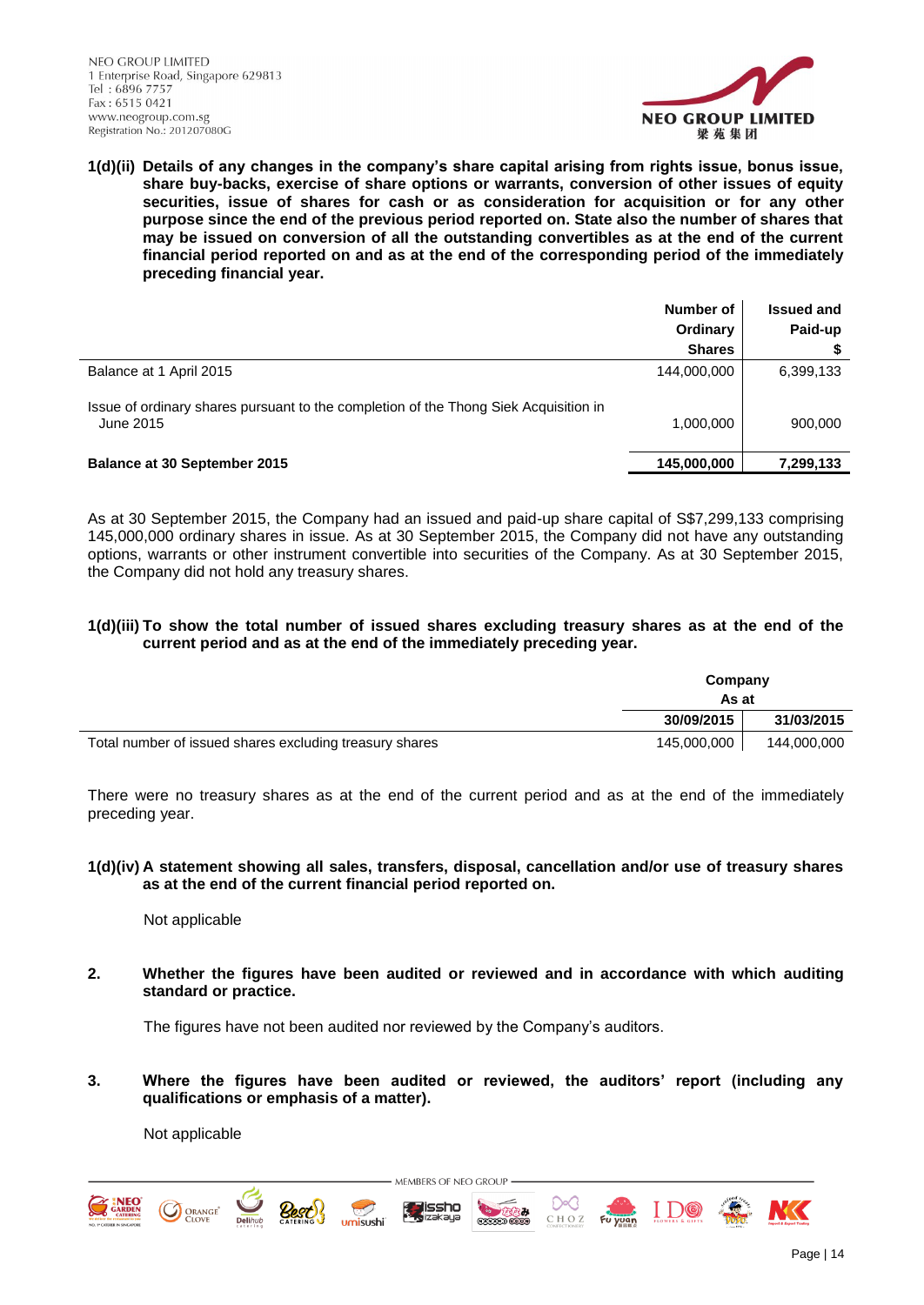**1(d)(ii) Details of any changes in the company's share capital arising from rights issue, bonus issue, share buy-backs, exercise of share options or warrants, conversion of other issues of equity securities, issue of shares for cash or as consideration for acquisition or for any other purpose since the end of the previous period reported on. State also the number of shares that may be issued on conversion of all the outstanding convertibles as at the end of the current financial period reported on and as at the end of the corresponding period of the immediately preceding financial year.**

| | Number of Ordinary Shares | Issued and Paid-up $ |
|---|---|---|
| Balance at 1 April 2015 | 144,000,000 | 6,399,133 |
| Issue of ordinary shares pursuant to the completion of the Thong Siek Acquisition in June 2015 | 1,000,000 | 900,000 |
| **Balance at 30 September 2015** | **145,000,000** | **7,299,133** |

As at 30 September 2015, the Company had an issued and paid-up share capital of S$7,299,133 comprising 145,000,000 ordinary shares in issue. As at 30 September 2015, the Company did not have any outstanding options, warrants or other instrument convertible into securities of the Company. As at 30 September 2015, the Company did not hold any treasury shares.

**1(d)(iii) To show the total number of issued shares excluding treasury shares as at the end of the current period and as at the end of the immediately preceding year.**

| | Company As at | |
|---|---|---|
| | 30/09/2015 | 31/03/2015 |
| Total number of issued shares excluding treasury shares | 145,000,000 | 144,000,000 |

There were no treasury shares as at the end of the current period and as at the end of the immediately preceding year.

**1(d)(iv) A statement showing all sales, transfers, disposal, cancellation and/or use of treasury shares as at the end of the current financial period reported on.**

Not applicable

**2. Whether the figures have been audited or reviewed and in accordance with which auditing standard or practice.**

The figures have not been audited nor reviewed by the Company's auditors.

**3. Where the figures have been audited or reviewed, the auditors' report (including any qualifications or emphasis of a matter).**

Not applicable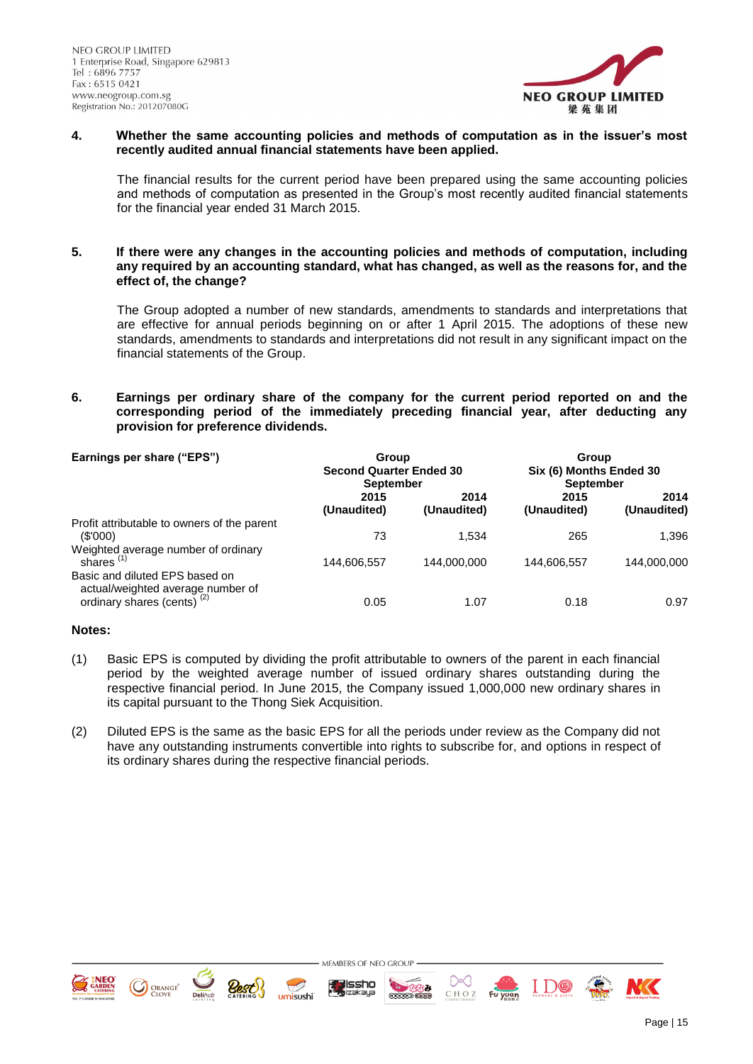**4. Whether the same accounting policies and methods of computation as in the issuer's most recently audited annual financial statements have been applied.**

The financial results for the current period have been prepared using the same accounting policies and methods of computation as presented in the Group's most recently audited financial statements for the financial year ended 31 March 2015.

**5. If there were any changes in the accounting policies and methods of computation, including any required by an accounting standard, what has changed, as well as the reasons for, and the effect of, the change?**

The Group adopted a number of new standards, amendments to standards and interpretations that are effective for annual periods beginning on or after 1 April 2015. The adoptions of these new standards, amendments to standards and interpretations did not result in any significant impact on the financial statements of the Group.

**6. Earnings per ordinary share of the company for the current period reported on and the corresponding period of the immediately preceding financial year, after deducting any provision for preference dividends.**

| Earnings per share ("EPS") | Group Second Quarter Ended 30 September | | Group Six (6) Months Ended 30 September | |
|---|---|---|---|---|
| | 2015 (Unaudited) | 2014 (Unaudited) | 2015 (Unaudited) | 2014 (Unaudited) |
| Profit attributable to owners of the parent ($'000) | 73 | 1,534 | 265 | 1,396 |
| Weighted average number of ordinary shares [(1)] | 144,606,557 | 144,000,000 | 144,606,557 | 144,000,000 |
| Basic and diluted EPS based on actual/weighted average number of ordinary shares (cents) [(2)] | 0.05 | 1.07 | 0.18 | 0.97 |

**Notes:**

(1) Basic EPS is computed by dividing the profit attributable to owners of the parent in each financial period by the weighted average number of issued ordinary shares outstanding during the respective financial period. In June 2015, the Company issued 1,000,000 new ordinary shares in its capital pursuant to the Thong Siek Acquisition.

(2) Diluted EPS is the same as the basic EPS for all the periods under review as the Company did not have any outstanding instruments convertible into rights to subscribe for, and options in respect of its ordinary shares during the respective financial periods.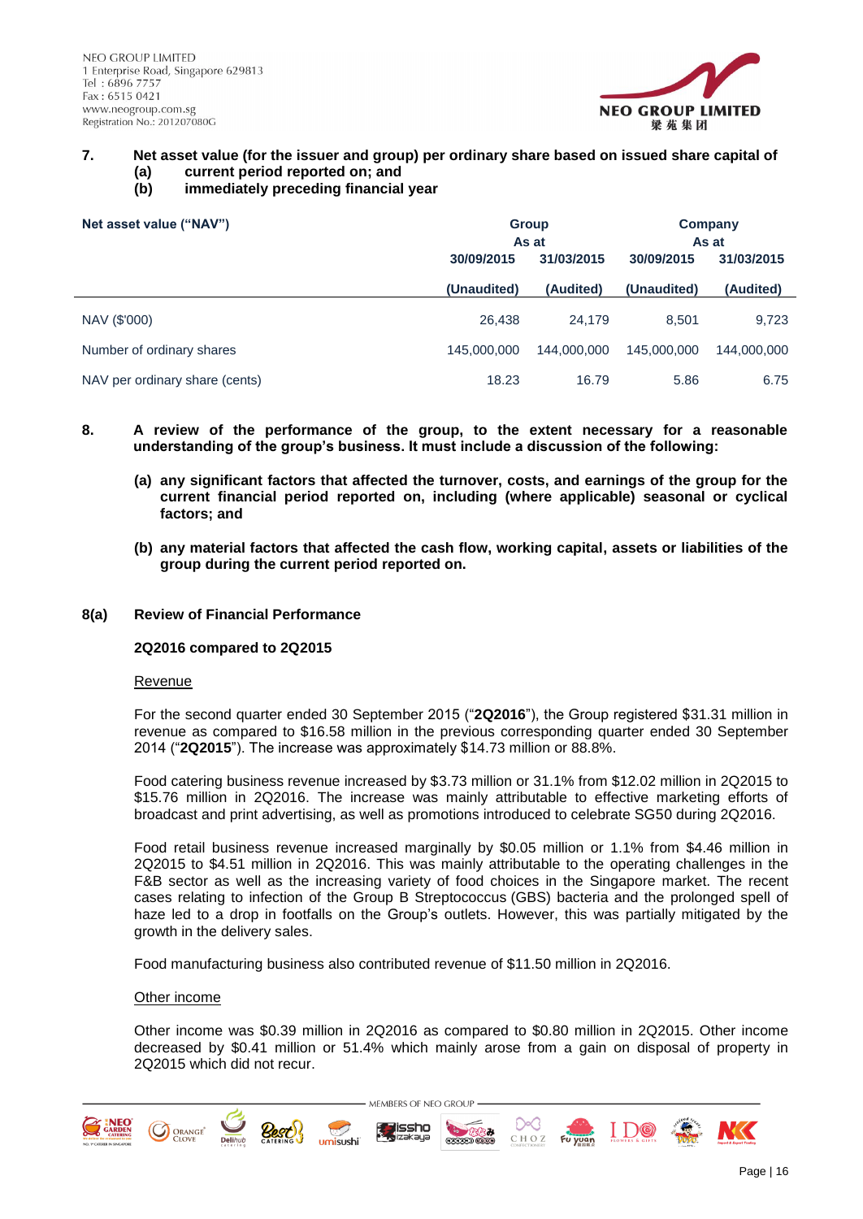**7. Net asset value (for the issuer and group) per ordinary share based on issued share capital of**
**(a) current period reported on; and**
**(b) immediately preceding financial year**

| Net asset value ("NAV") | Group | | Company | |
|---|---|---|---|---|
| | As at | | As at | |
| | 30/09/2015 | 31/03/2015 | 30/09/2015 | 31/03/2015 |
| | (Unaudited) | (Audited) | (Unaudited) | (Audited) |
| NAV ($'000) | 26,438 | 24,179 | 8,501 | 9,723 |
| Number of ordinary shares | 145,000,000 | 144,000,000 | 145,000,000 | 144,000,000 |
| NAV per ordinary share (cents) | 18.23 | 16.79 | 5.86 | 6.75 |

**8. A review of the performance of the group, to the extent necessary for a reasonable understanding of the group's business. It must include a discussion of the following:**

**(a) any significant factors that affected the turnover, costs, and earnings of the group for the current financial period reported on, including (where applicable) seasonal or cyclical factors; and**

**(b) any material factors that affected the cash flow, working capital, assets or liabilities of the group during the current period reported on.**

**8(a) Review of Financial Performance**

**2Q2016 compared to 2Q2015**

Revenue

For the second quarter ended 30 September 2015 ("**2Q2016**"), the Group registered $31.31 million in revenue as compared to $16.58 million in the previous corresponding quarter ended 30 September 2014 ("**2Q2015**"). The increase was approximately $14.73 million or 88.8%.

Food catering business revenue increased by $3.73 million or 31.1% from $12.02 million in 2Q2015 to $15.76 million in 2Q2016. The increase was mainly attributable to effective marketing efforts of broadcast and print advertising, as well as promotions introduced to celebrate SG50 during 2Q2016.

Food retail business revenue increased marginally by $0.05 million or 1.1% from $4.46 million in 2Q2015 to $4.51 million in 2Q2016. This was mainly attributable to the operating challenges in the F&B sector as well as the increasing variety of food choices in the Singapore market. The recent cases relating to infection of the Group B Streptococcus (GBS) bacteria and the prolonged spell of haze led to a drop in footfalls on the Group's outlets. However, this was partially mitigated by the growth in the delivery sales.

Food manufacturing business also contributed revenue of $11.50 million in 2Q2016.

Other income

Other income was $0.39 million in 2Q2016 as compared to $0.80 million in 2Q2015. Other income decreased by $0.41 million or 51.4% which mainly arose from a gain on disposal of property in 2Q2015 which did not recur.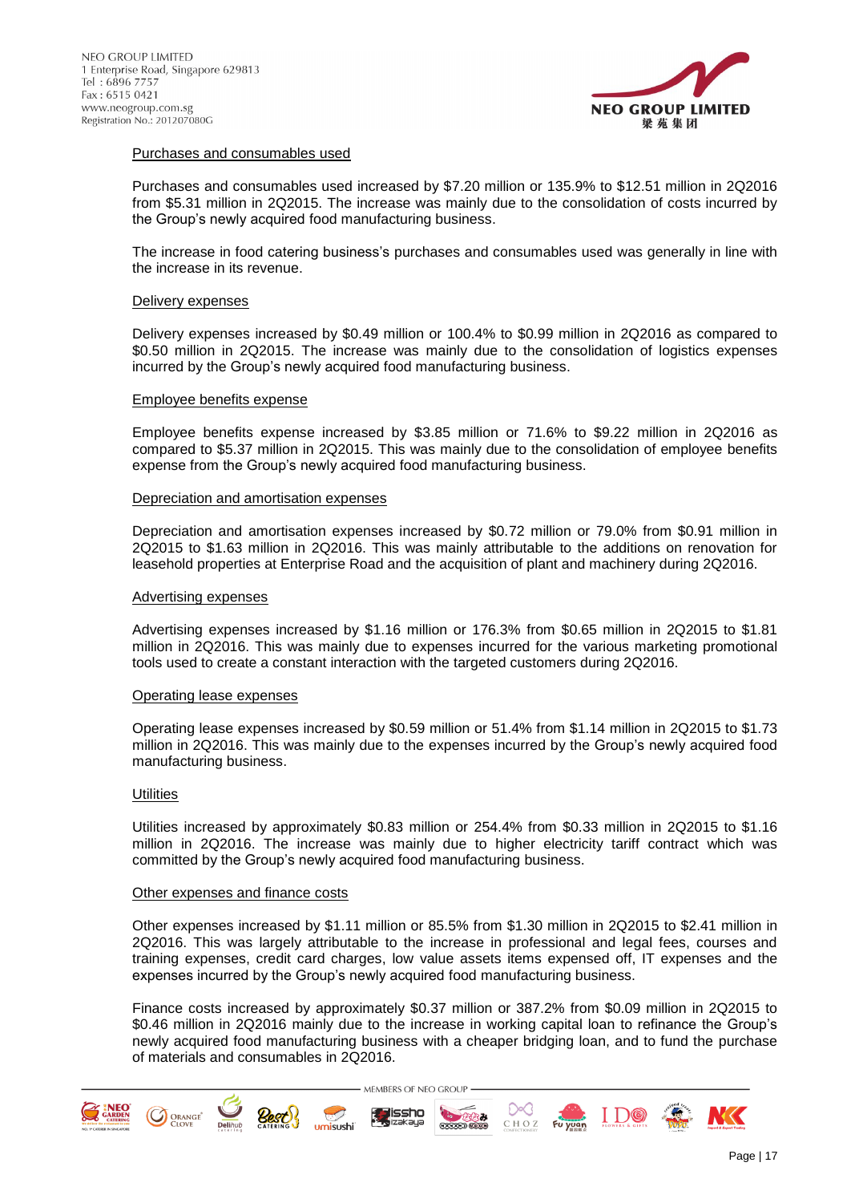#### Purchases and consumables used

Purchases and consumables used increased by $7.20 million or 135.9% to $12.51 million in 2Q2016 from $5.31 million in 2Q2015. The increase was mainly due to the consolidation of costs incurred by the Group's newly acquired food manufacturing business.

The increase in food catering business's purchases and consumables used was generally in line with the increase in its revenue.

#### Delivery expenses

Delivery expenses increased by $0.49 million or 100.4% to $0.99 million in 2Q2016 as compared to $0.50 million in 2Q2015. The increase was mainly due to the consolidation of logistics expenses incurred by the Group's newly acquired food manufacturing business.

#### Employee benefits expense

Employee benefits expense increased by $3.85 million or 71.6% to $9.22 million in 2Q2016 as compared to $5.37 million in 2Q2015. This was mainly due to the consolidation of employee benefits expense from the Group's newly acquired food manufacturing business.

#### Depreciation and amortisation expenses

Depreciation and amortisation expenses increased by $0.72 million or 79.0% from $0.91 million in 2Q2015 to $1.63 million in 2Q2016. This was mainly attributable to the additions on renovation for leasehold properties at Enterprise Road and the acquisition of plant and machinery during 2Q2016.

#### Advertising expenses

Advertising expenses increased by $1.16 million or 176.3% from $0.65 million in 2Q2015 to $1.81 million in 2Q2016. This was mainly due to expenses incurred for the various marketing promotional tools used to create a constant interaction with the targeted customers during 2Q2016.

#### Operating lease expenses

Operating lease expenses increased by $0.59 million or 51.4% from $1.14 million in 2Q2015 to $1.73 million in 2Q2016. This was mainly due to the expenses incurred by the Group's newly acquired food manufacturing business.

#### Utilities

Utilities increased by approximately $0.83 million or 254.4% from $0.33 million in 2Q2015 to $1.16 million in 2Q2016. The increase was mainly due to higher electricity tariff contract which was committed by the Group's newly acquired food manufacturing business.

#### Other expenses and finance costs

Other expenses increased by $1.11 million or 85.5% from $1.30 million in 2Q2015 to $2.41 million in 2Q2016. This was largely attributable to the increase in professional and legal fees, courses and training expenses, credit card charges, low value assets items expensed off, IT expenses and the expenses incurred by the Group's newly acquired food manufacturing business.

Finance costs increased by approximately $0.37 million or 387.2% from $0.09 million in 2Q2015 to $0.46 million in 2Q2016 mainly due to the increase in working capital loan to refinance the Group's newly acquired food manufacturing business with a cheaper bridging loan, and to fund the purchase of materials and consumables in 2Q2016.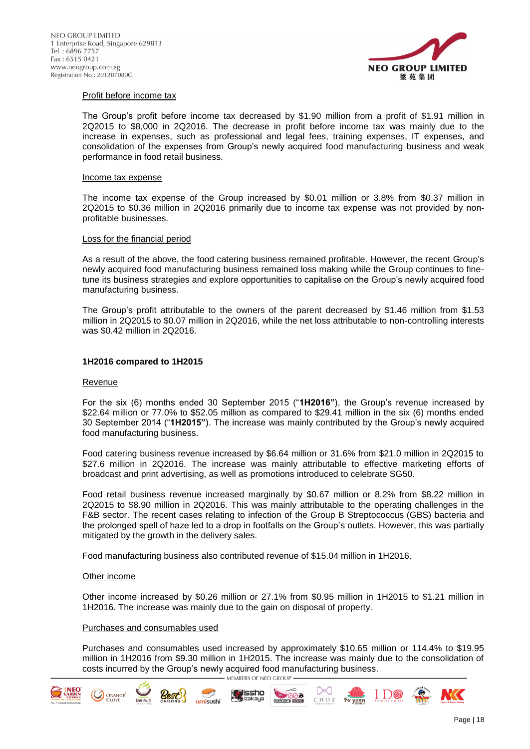Profit before income tax

The Group's profit before income tax decreased by $1.90 million from a profit of $1.91 million in 2Q2015 to $8,000 in 2Q2016. The decrease in profit before income tax was mainly due to the increase in expenses, such as professional and legal fees, training expenses, IT expenses, and consolidation of the expenses from Group's newly acquired food manufacturing business and weak performance in food retail business.

Income tax expense

The income tax expense of the Group increased by $0.01 million or 3.8% from $0.37 million in 2Q2015 to $0.36 million in 2Q2016 primarily due to income tax expense was not provided by non-profitable businesses.

Loss for the financial period

As a result of the above, the food catering business remained profitable. However, the recent Group's newly acquired food manufacturing business remained loss making while the Group continues to fine-tune its business strategies and explore opportunities to capitalise on the Group's newly acquired food manufacturing business.

The Group's profit attributable to the owners of the parent decreased by $1.46 million from $1.53 million in 2Q2015 to $0.07 million in 2Q2016, while the net loss attributable to non-controlling interests was $0.42 million in 2Q2016.

**1H2016 compared to 1H2015**

Revenue

For the six (6) months ended 30 September 2015 ("**1H2016"**), the Group's revenue increased by $22.64 million or 77.0% to $52.05 million as compared to $29.41 million in the six (6) months ended 30 September 2014 ("**1H2015"**). The increase was mainly contributed by the Group's newly acquired food manufacturing business.

Food catering business revenue increased by $6.64 million or 31.6% from $21.0 million in 2Q2015 to $27.6 million in 2Q2016. The increase was mainly attributable to effective marketing efforts of broadcast and print advertising, as well as promotions introduced to celebrate SG50.

Food retail business revenue increased marginally by $0.67 million or 8.2% from $8.22 million in 2Q2015 to $8.90 million in 2Q2016. This was mainly attributable to the operating challenges in the F&B sector. The recent cases relating to infection of the Group B Streptococcus (GBS) bacteria and the prolonged spell of haze led to a drop in footfalls on the Group's outlets. However, this was partially mitigated by the growth in the delivery sales.

Food manufacturing business also contributed revenue of $15.04 million in 1H2016.

Other income

Other income increased by $0.26 million or 27.1% from $0.95 million in 1H2015 to $1.21 million in 1H2016. The increase was mainly due to the gain on disposal of property.

Purchases and consumables used

Purchases and consumables used increased by approximately $10.65 million or 114.4% to $19.95 million in 1H2016 from $9.30 million in 1H2015. The increase was mainly due to the consolidation of costs incurred by the Group's newly acquired food manufacturing business.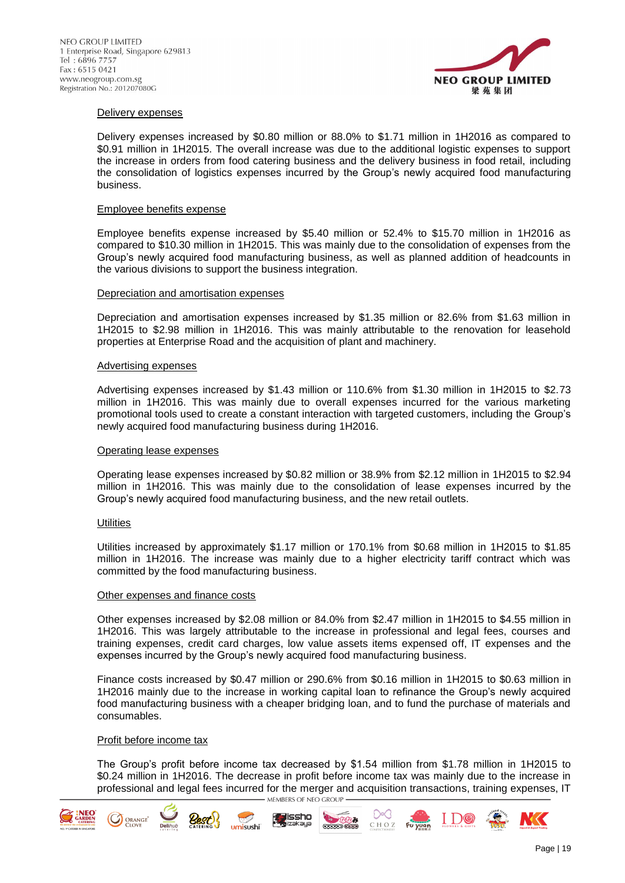<u>Delivery expenses</u>

Delivery expenses increased by $0.80 million or 88.0% to $1.71 million in 1H2016 as compared to $0.91 million in 1H2015. The overall increase was due to the additional logistic expenses to support the increase in orders from food catering business and the delivery business in food retail, including the consolidation of logistics expenses incurred by the Group's newly acquired food manufacturing business.

<u>Employee benefits expense</u>

Employee benefits expense increased by $5.40 million or 52.4% to $15.70 million in 1H2016 as compared to $10.30 million in 1H2015. This was mainly due to the consolidation of expenses from the Group's newly acquired food manufacturing business, as well as planned addition of headcounts in the various divisions to support the business integration.

<u>Depreciation and amortisation expenses</u>

Depreciation and amortisation expenses increased by $1.35 million or 82.6% from $1.63 million in 1H2015 to $2.98 million in 1H2016. This was mainly attributable to the renovation for leasehold properties at Enterprise Road and the acquisition of plant and machinery.

<u>Advertising expenses</u>

Advertising expenses increased by $1.43 million or 110.6% from $1.30 million in 1H2015 to $2.73 million in 1H2016. This was mainly due to overall expenses incurred for the various marketing promotional tools used to create a constant interaction with targeted customers, including the Group's newly acquired food manufacturing business during 1H2016.

<u>Operating lease expenses</u>

Operating lease expenses increased by $0.82 million or 38.9% from $2.12 million in 1H2015 to $2.94 million in 1H2016. This was mainly due to the consolidation of lease expenses incurred by the Group's newly acquired food manufacturing business, and the new retail outlets.

<u>Utilities</u>

Utilities increased by approximately $1.17 million or 170.1% from $0.68 million in 1H2015 to $1.85 million in 1H2016. The increase was mainly due to a higher electricity tariff contract which was committed by the food manufacturing business.

<u>Other expenses and finance costs</u>

Other expenses increased by $2.08 million or 84.0% from $2.47 million in 1H2015 to $4.55 million in 1H2016. This was largely attributable to the increase in professional and legal fees, courses and training expenses, credit card charges, low value assets items expensed off, IT expenses and the expenses incurred by the Group's newly acquired food manufacturing business.

Finance costs increased by $0.47 million or 290.6% from $0.16 million in 1H2015 to $0.63 million in 1H2016 mainly due to the increase in working capital loan to refinance the Group's newly acquired food manufacturing business with a cheaper bridging loan, and to fund the purchase of materials and consumables.

<u>Profit before income tax</u>

The Group's profit before income tax decreased by $1.54 million from $1.78 million in 1H2015 to $0.24 million in 1H2016. The decrease in profit before income tax was mainly due to the increase in professional and legal fees incurred for the merger and acquisition transactions, training expenses, IT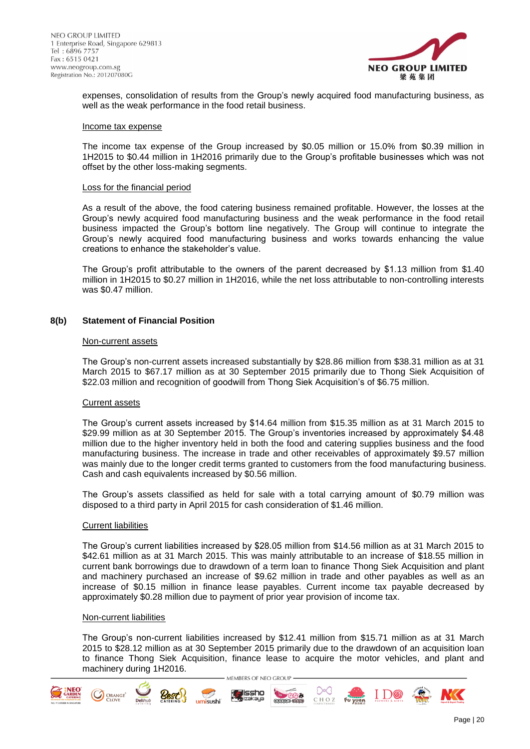expenses, consolidation of results from the Group's newly acquired food manufacturing business, as well as the weak performance in the food retail business.

Income tax expense

The income tax expense of the Group increased by $0.05 million or 15.0% from $0.39 million in 1H2015 to $0.44 million in 1H2016 primarily due to the Group's profitable businesses which was not offset by the other loss-making segments.

Loss for the financial period

As a result of the above, the food catering business remained profitable. However, the losses at the Group's newly acquired food manufacturing business and the weak performance in the food retail business impacted the Group's bottom line negatively. The Group will continue to integrate the Group's newly acquired food manufacturing business and works towards enhancing the value creations to enhance the stakeholder's value.

The Group's profit attributable to the owners of the parent decreased by $1.13 million from $1.40 million in 1H2015 to $0.27 million in 1H2016, while the net loss attributable to non-controlling interests was $0.47 million.

## 8(b) Statement of Financial Position

Non-current assets

The Group's non-current assets increased substantially by $28.86 million from $38.31 million as at 31 March 2015 to $67.17 million as at 30 September 2015 primarily due to Thong Siek Acquisition of $22.03 million and recognition of goodwill from Thong Siek Acquisition's of $6.75 million.

Current assets

The Group's current assets increased by $14.64 million from $15.35 million as at 31 March 2015 to $29.99 million as at 30 September 2015. The Group's inventories increased by approximately $4.48 million due to the higher inventory held in both the food and catering supplies business and the food manufacturing business. The increase in trade and other receivables of approximately $9.57 million was mainly due to the longer credit terms granted to customers from the food manufacturing business. Cash and cash equivalents increased by $0.56 million.

The Group's assets classified as held for sale with a total carrying amount of $0.79 million was disposed to a third party in April 2015 for cash consideration of $1.46 million.

Current liabilities

The Group's current liabilities increased by $28.05 million from $14.56 million as at 31 March 2015 to $42.61 million as at 31 March 2015. This was mainly attributable to an increase of $18.55 million in current bank borrowings due to drawdown of a term loan to finance Thong Siek Acquisition and plant and machinery purchased an increase of $9.62 million in trade and other payables as well as an increase of $0.15 million in finance lease payables. Current income tax payable decreased by approximately $0.28 million due to payment of prior year provision of income tax.

Non-current liabilities

The Group's non-current liabilities increased by $12.41 million from $15.71 million as at 31 March 2015 to $28.12 million as at 30 September 2015 primarily due to the drawdown of an acquisition loan to finance Thong Siek Acquisition, finance lease to acquire the motor vehicles, and plant and machinery during 1H2016.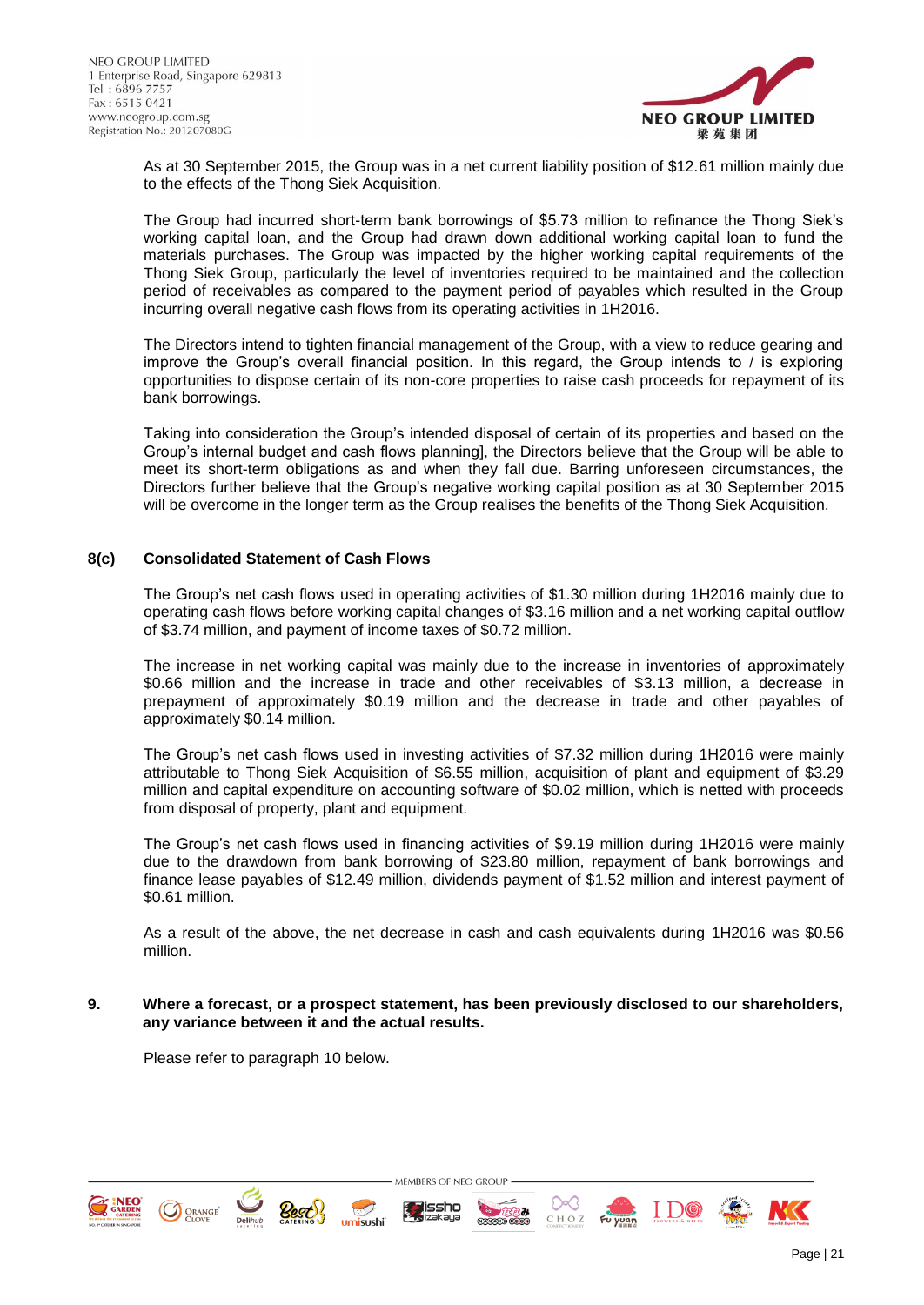As at 30 September 2015, the Group was in a net current liability position of $12.61 million mainly due to the effects of the Thong Siek Acquisition.

The Group had incurred short-term bank borrowings of $5.73 million to refinance the Thong Siek's working capital loan, and the Group had drawn down additional working capital loan to fund the materials purchases. The Group was impacted by the higher working capital requirements of the Thong Siek Group, particularly the level of inventories required to be maintained and the collection period of receivables as compared to the payment period of payables which resulted in the Group incurring overall negative cash flows from its operating activities in 1H2016.

The Directors intend to tighten financial management of the Group, with a view to reduce gearing and improve the Group's overall financial position. In this regard, the Group intends to / is exploring opportunities to dispose certain of its non-core properties to raise cash proceeds for repayment of its bank borrowings.

Taking into consideration the Group's intended disposal of certain of its properties and based on the Group's internal budget and cash flows planning], the Directors believe that the Group will be able to meet its short-term obligations as and when they fall due. Barring unforeseen circumstances, the Directors further believe that the Group's negative working capital position as at 30 September 2015 will be overcome in the longer term as the Group realises the benefits of the Thong Siek Acquisition.

### 8(c) Consolidated Statement of Cash Flows

The Group's net cash flows used in operating activities of $1.30 million during 1H2016 mainly due to operating cash flows before working capital changes of $3.16 million and a net working capital outflow of $3.74 million, and payment of income taxes of $0.72 million.

The increase in net working capital was mainly due to the increase in inventories of approximately $0.66 million and the increase in trade and other receivables of $3.13 million, a decrease in prepayment of approximately $0.19 million and the decrease in trade and other payables of approximately $0.14 million.

The Group's net cash flows used in investing activities of $7.32 million during 1H2016 were mainly attributable to Thong Siek Acquisition of $6.55 million, acquisition of plant and equipment of $3.29 million and capital expenditure on accounting software of $0.02 million, which is netted with proceeds from disposal of property, plant and equipment.

The Group's net cash flows used in financing activities of $9.19 million during 1H2016 were mainly due to the drawdown from bank borrowing of $23.80 million, repayment of bank borrowings and finance lease payables of $12.49 million, dividends payment of $1.52 million and interest payment of $0.61 million.

As a result of the above, the net decrease in cash and cash equivalents during 1H2016 was $0.56 million.

### 9. Where a forecast, or a prospect statement, has been previously disclosed to our shareholders, any variance between it and the actual results.

Please refer to paragraph 10 below.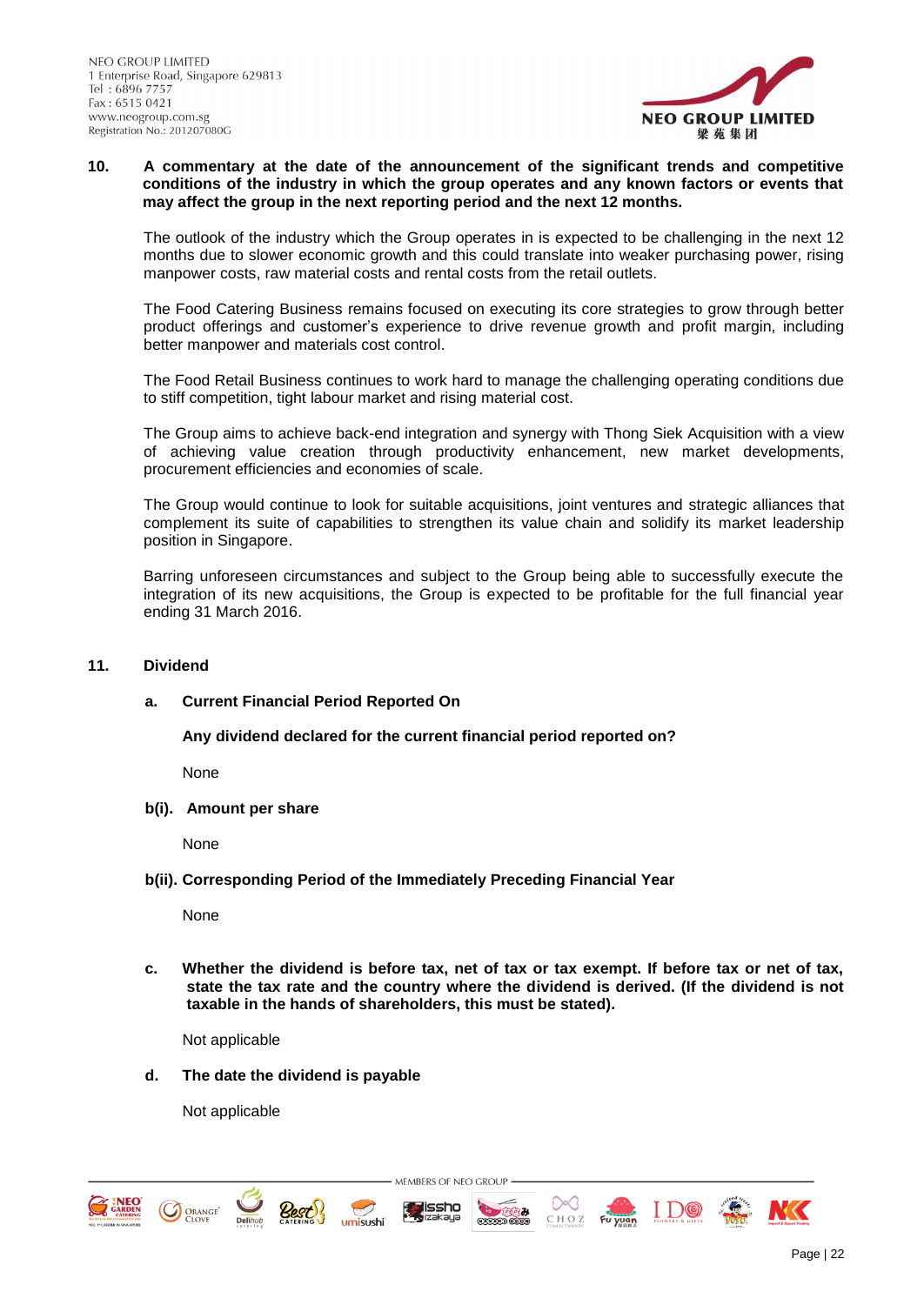**10. A commentary at the date of the announcement of the significant trends and competitive conditions of the industry in which the group operates and any known factors or events that may affect the group in the next reporting period and the next 12 months.**

The outlook of the industry which the Group operates in is expected to be challenging in the next 12 months due to slower economic growth and this could translate into weaker purchasing power, rising manpower costs, raw material costs and rental costs from the retail outlets.

The Food Catering Business remains focused on executing its core strategies to grow through better product offerings and customer's experience to drive revenue growth and profit margin, including better manpower and materials cost control.

The Food Retail Business continues to work hard to manage the challenging operating conditions due to stiff competition, tight labour market and rising material cost.

The Group aims to achieve back-end integration and synergy with Thong Siek Acquisition with a view of achieving value creation through productivity enhancement, new market developments, procurement efficiencies and economies of scale.

The Group would continue to look for suitable acquisitions, joint ventures and strategic alliances that complement its suite of capabilities to strengthen its value chain and solidify its market leadership position in Singapore.

Barring unforeseen circumstances and subject to the Group being able to successfully execute the integration of its new acquisitions, the Group is expected to be profitable for the full financial year ending 31 March 2016.

**11. Dividend**

**a. Current Financial Period Reported On**

**Any dividend declared for the current financial period reported on?**

None

**b(i). Amount per share**

None

**b(ii). Corresponding Period of the Immediately Preceding Financial Year**

None

**c. Whether the dividend is before tax, net of tax or tax exempt. If before tax or net of tax, state the tax rate and the country where the dividend is derived. (If the dividend is not taxable in the hands of shareholders, this must be stated).**

Not applicable

**d. The date the dividend is payable**

Not applicable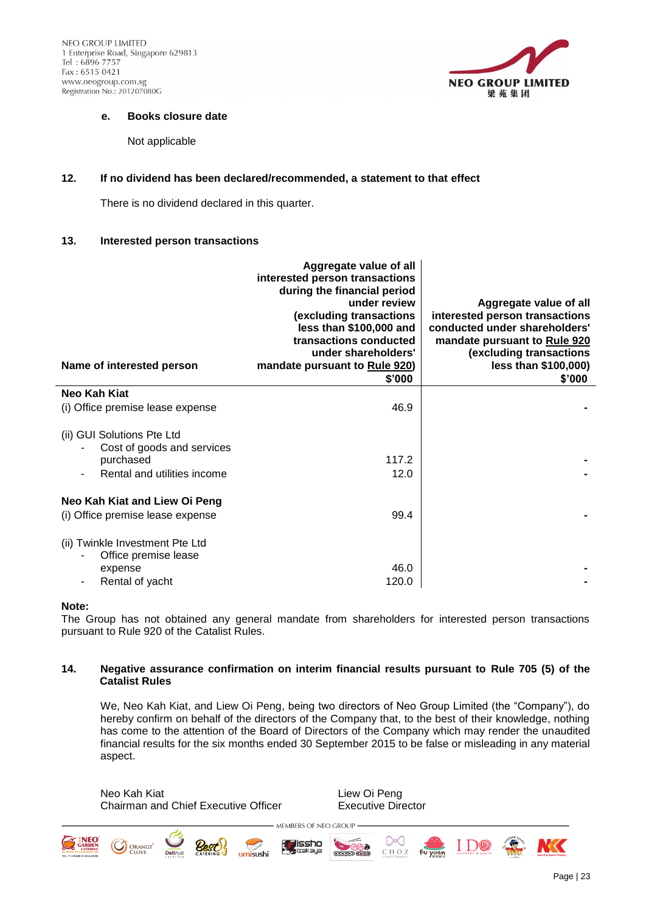**e. Books closure date**

Not applicable

**12. If no dividend has been declared/recommended, a statement to that effect**

There is no dividend declared in this quarter.

**13. Interested person transactions**

| Name of interested person | Aggregate value of all interested person transactions during the financial period under review (excluding transactions less than $100,000 and transactions conducted under shareholders' mandate pursuant to Rule 920) $'000 | Aggregate value of all interested person transactions conducted under shareholders' mandate pursuant to Rule 920 (excluding transactions less than $100,000) $'000 |
|---|---|---|
| **Neo Kah Kiat** | | |
| (i) Office premise lease expense | 46.9 | - |
| (ii) GUI Solutions Pte Ltd | | |
| - Cost of goods and services purchased | 117.2 | - |
| - Rental and utilities income | 12.0 | - |
| **Neo Kah Kiat and Liew Oi Peng** | | |
| (i) Office premise lease expense | 99.4 | - |
| (ii) Twinkle Investment Pte Ltd | | |
| - Office premise lease expense | 46.0 | - |
| - Rental of yacht | 120.0 | - |

**Note:**
The Group has not obtained any general mandate from shareholders for interested person transactions pursuant to Rule 920 of the Catalist Rules.

**14. Negative assurance confirmation on interim financial results pursuant to Rule 705 (5) of the Catalist Rules**

We, Neo Kah Kiat, and Liew Oi Peng, being two directors of Neo Group Limited (the "Company"), do hereby confirm on behalf of the directors of the Company that, to the best of their knowledge, nothing has come to the attention of the Board of Directors of the Company which may render the unaudited financial results for the six months ended 30 September 2015 to be false or misleading in any material aspect.

Neo Kah Kiat
Chairman and Chief Executive Officer

Liew Oi Peng
Executive Director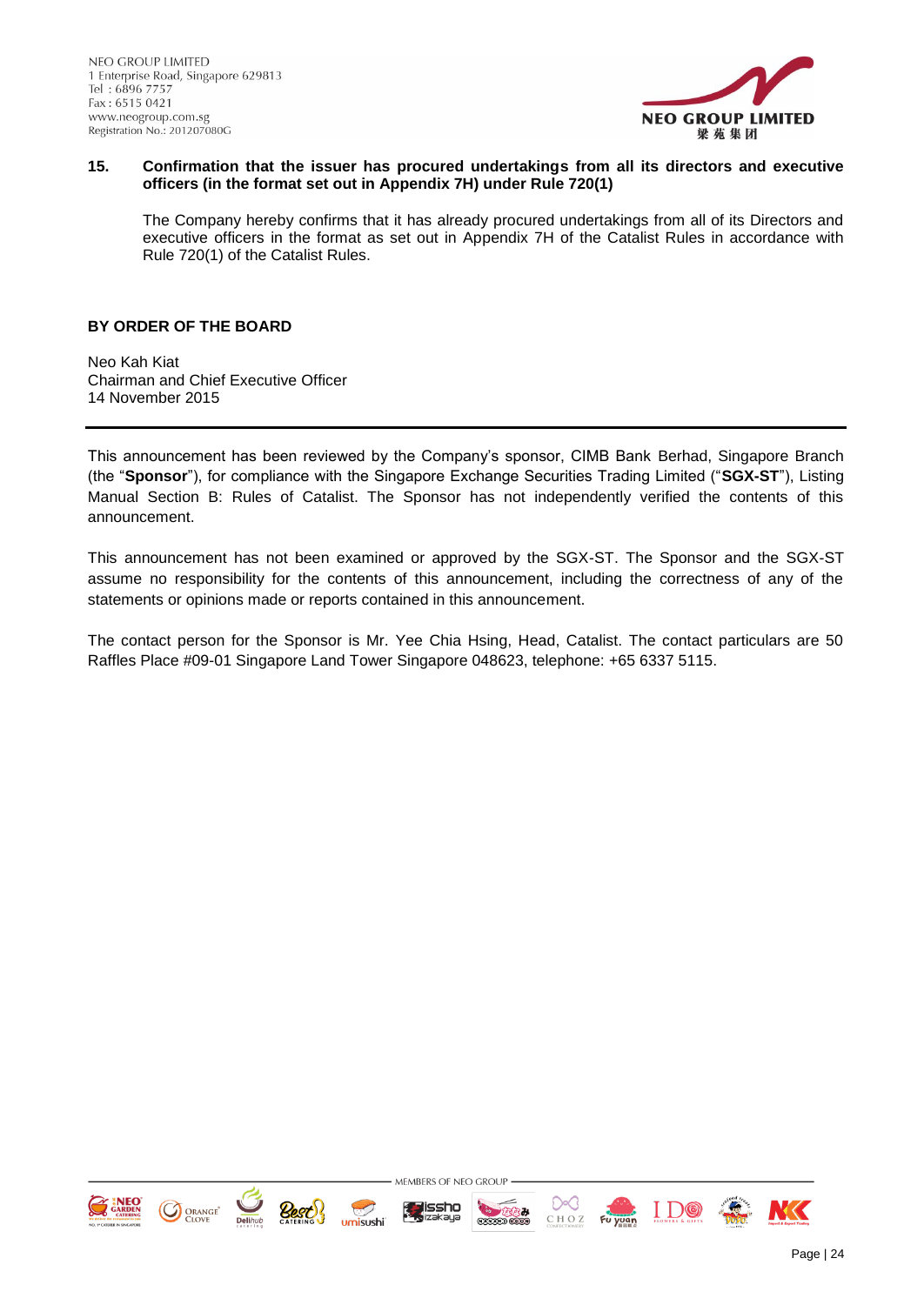**15. Confirmation that the issuer has procured undertakings from all its directors and executive officers (in the format set out in Appendix 7H) under Rule 720(1)**

The Company hereby confirms that it has already procured undertakings from all of its Directors and executive officers in the format as set out in Appendix 7H of the Catalist Rules in accordance with Rule 720(1) of the Catalist Rules.

**BY ORDER OF THE BOARD**

Neo Kah Kiat
Chairman and Chief Executive Officer
14 November 2015

---

This announcement has been reviewed by the Company's sponsor, CIMB Bank Berhad, Singapore Branch (the "**Sponsor**"), for compliance with the Singapore Exchange Securities Trading Limited ("**SGX-ST**"), Listing Manual Section B: Rules of Catalist. The Sponsor has not independently verified the contents of this announcement.

This announcement has not been examined or approved by the SGX-ST. The Sponsor and the SGX-ST assume no responsibility for the contents of this announcement, including the correctness of any of the statements or opinions made or reports contained in this announcement.

The contact person for the Sponsor is Mr. Yee Chia Hsing, Head, Catalist. The contact particulars are 50 Raffles Place #09-01 Singapore Land Tower Singapore 048623, telephone: +65 6337 5115.